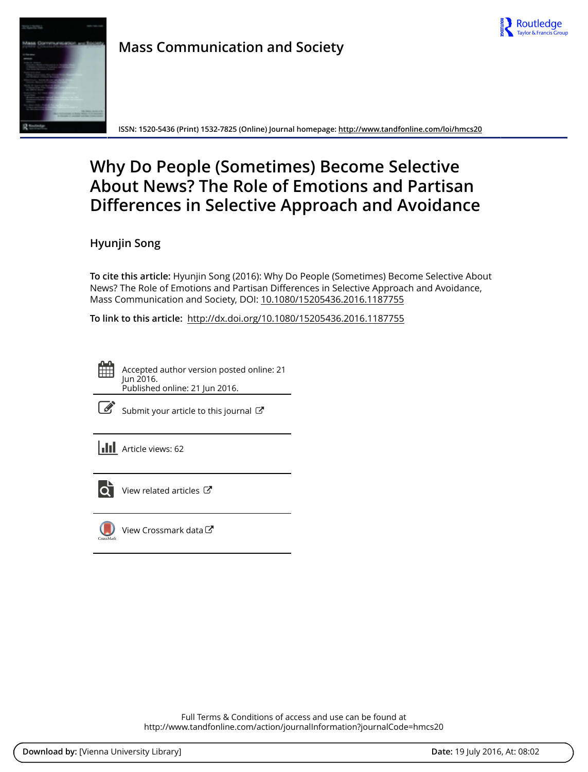**Mass Communication and Society**

ISSN: 1520-5436 (Print) 1532-7825 (Online) Journal homepage: http://www.tandfonline.com/loi/hmcs20

# Why Do People (Sometimes) Become Selective About News? The Role of Emotions and Partisan Differences in Selective Approach and Avoidance

**Hyunjin Song**

**To cite this article:** Hyunjin Song (2016): Why Do People (Sometimes) Become Selective About News? The Role of Emotions and Partisan Differences in Selective Approach and Avoidance, Mass Communication and Society, DOI: 10.1080/15205436.2016.1187755

**To link to this article:** http://dx.doi.org/10.1080/15205436.2016.1187755

Accepted author version posted online: 21 Jun 2016.
Published online: 21 Jun 2016.

Submit your article to this journal

Article views: 62

View related articles

View Crossmark data

Full Terms & Conditions of access and use can be found at
http://www.tandfonline.com/action/journalInformation?journalCode=hmcs20

**Download by:** [Vienna University Library] **Date:** 19 July 2016, At: 08:02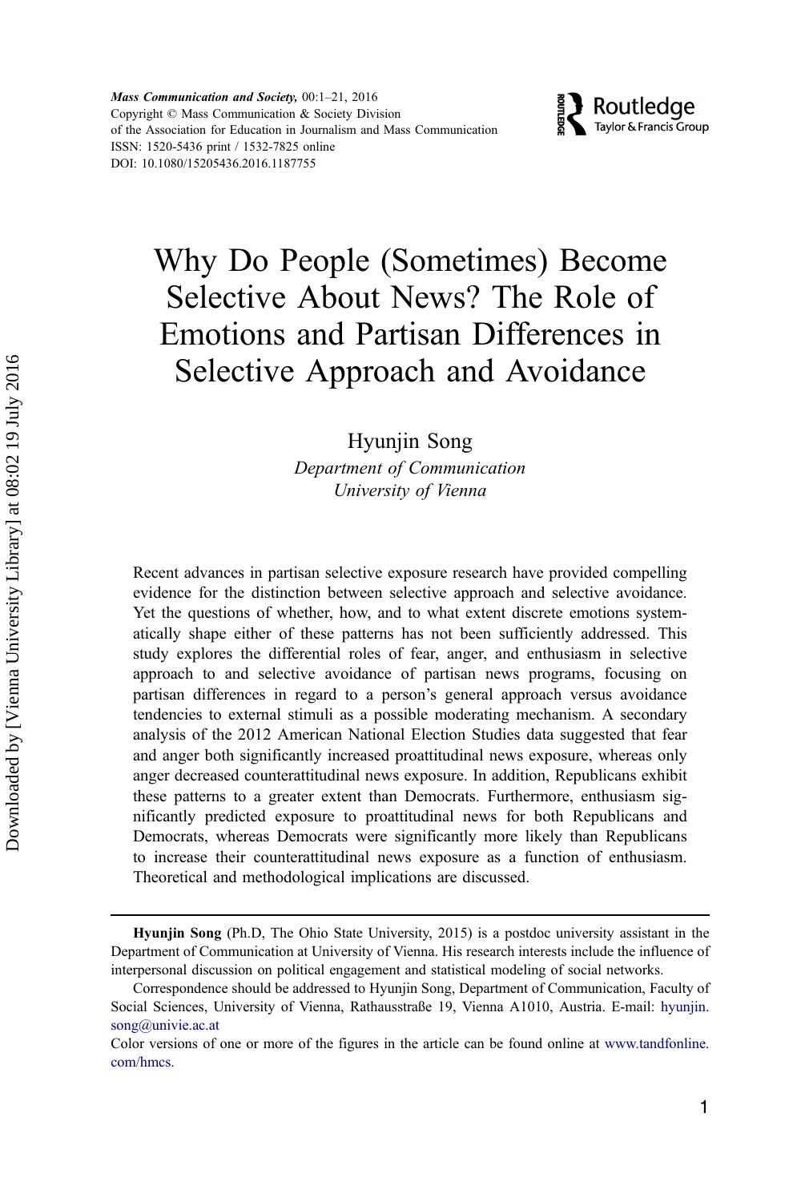# Why Do People (Sometimes) Become Selective About News? The Role of Emotions and Partisan Differences in Selective Approach and Avoidance

Hyunjin Song

*Department of Communication*
*University of Vienna*

Recent advances in partisan selective exposure research have provided compelling evidence for the distinction between selective approach and selective avoidance. Yet the questions of whether, how, and to what extent discrete emotions systematically shape either of these patterns has not been sufficiently addressed. This study explores the differential roles of fear, anger, and enthusiasm in selective approach to and selective avoidance of partisan news programs, focusing on partisan differences in regard to a person's general approach versus avoidance tendencies to external stimuli as a possible moderating mechanism. A secondary analysis of the 2012 American National Election Studies data suggested that fear and anger both significantly increased proattitudinal news exposure, whereas only anger decreased counterattitudinal news exposure. In addition, Republicans exhibit these patterns to a greater extent than Democrats. Furthermore, enthusiasm significantly predicted exposure to proattitudinal news for both Republicans and Democrats, whereas Democrats were significantly more likely than Republicans to increase their counterattitudinal news exposure as a function of enthusiasm. Theoretical and methodological implications are discussed.

---

**Hyunjin Song** (Ph.D, The Ohio State University, 2015) is a postdoc university assistant in the Department of Communication at University of Vienna. His research interests include the influence of interpersonal discussion on political engagement and statistical modeling of social networks.

Correspondence should be addressed to Hyunjin Song, Department of Communication, Faculty of Social Sciences, University of Vienna, Rathausstraße 19, Vienna A1010, Austria. E-mail: hyunjin.song@univie.ac.at

Color versions of one or more of the figures in the article can be found online at www.tandfonline.com/hmcs.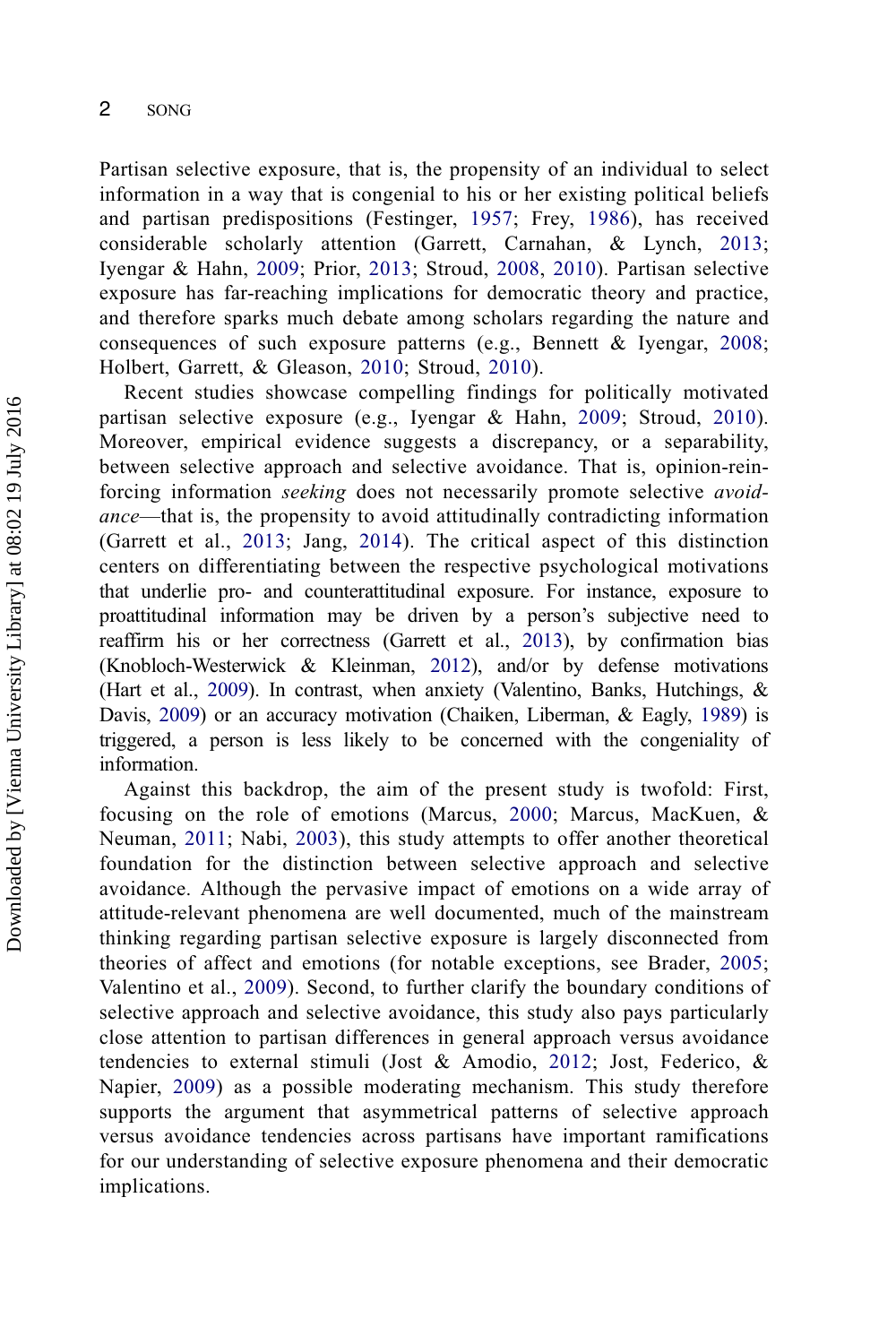Partisan selective exposure, that is, the propensity of an individual to select information in a way that is congenial to his or her existing political beliefs and partisan predispositions (Festinger, 1957; Frey, 1986), has received considerable scholarly attention (Garrett, Carnahan, & Lynch, 2013; Iyengar & Hahn, 2009; Prior, 2013; Stroud, 2008, 2010). Partisan selective exposure has far-reaching implications for democratic theory and practice, and therefore sparks much debate among scholars regarding the nature and consequences of such exposure patterns (e.g., Bennett & Iyengar, 2008; Holbert, Garrett, & Gleason, 2010; Stroud, 2010).

Recent studies showcase compelling findings for politically motivated partisan selective exposure (e.g., Iyengar & Hahn, 2009; Stroud, 2010). Moreover, empirical evidence suggests a discrepancy, or a separability, between selective approach and selective avoidance. That is, opinion-reinforcing information *seeking* does not necessarily promote selective *avoidance*—that is, the propensity to avoid attitudinally contradicting information (Garrett et al., 2013; Jang, 2014). The critical aspect of this distinction centers on differentiating between the respective psychological motivations that underlie pro- and counterattitudinal exposure. For instance, exposure to proattitudinal information may be driven by a person's subjective need to reaffirm his or her correctness (Garrett et al., 2013), by confirmation bias (Knobloch-Westerwick & Kleinman, 2012), and/or by defense motivations (Hart et al., 2009). In contrast, when anxiety (Valentino, Banks, Hutchings, & Davis, 2009) or an accuracy motivation (Chaiken, Liberman, & Eagly, 1989) is triggered, a person is less likely to be concerned with the congeniality of information.

Against this backdrop, the aim of the present study is twofold: First, focusing on the role of emotions (Marcus, 2000; Marcus, MacKuen, & Neuman, 2011; Nabi, 2003), this study attempts to offer another theoretical foundation for the distinction between selective approach and selective avoidance. Although the pervasive impact of emotions on a wide array of attitude-relevant phenomena are well documented, much of the mainstream thinking regarding partisan selective exposure is largely disconnected from theories of affect and emotions (for notable exceptions, see Brader, 2005; Valentino et al., 2009). Second, to further clarify the boundary conditions of selective approach and selective avoidance, this study also pays particularly close attention to partisan differences in general approach versus avoidance tendencies to external stimuli (Jost & Amodio, 2012; Jost, Federico, & Napier, 2009) as a possible moderating mechanism. This study therefore supports the argument that asymmetrical patterns of selective approach versus avoidance tendencies across partisans have important ramifications for our understanding of selective exposure phenomena and their democratic implications.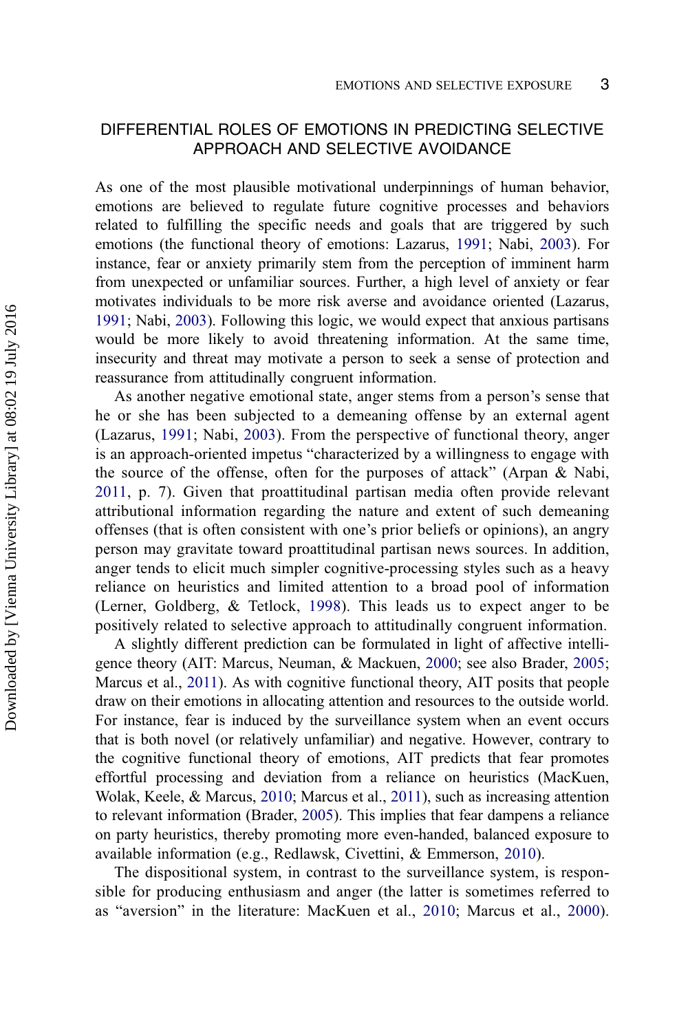## DIFFERENTIAL ROLES OF EMOTIONS IN PREDICTING SELECTIVE APPROACH AND SELECTIVE AVOIDANCE

As one of the most plausible motivational underpinnings of human behavior, emotions are believed to regulate future cognitive processes and behaviors related to fulfilling the specific needs and goals that are triggered by such emotions (the functional theory of emotions: Lazarus, 1991; Nabi, 2003). For instance, fear or anxiety primarily stem from the perception of imminent harm from unexpected or unfamiliar sources. Further, a high level of anxiety or fear motivates individuals to be more risk averse and avoidance oriented (Lazarus, 1991; Nabi, 2003). Following this logic, we would expect that anxious partisans would be more likely to avoid threatening information. At the same time, insecurity and threat may motivate a person to seek a sense of protection and reassurance from attitudinally congruent information.

As another negative emotional state, anger stems from a person's sense that he or she has been subjected to a demeaning offense by an external agent (Lazarus, 1991; Nabi, 2003). From the perspective of functional theory, anger is an approach-oriented impetus "characterized by a willingness to engage with the source of the offense, often for the purposes of attack" (Arpan & Nabi, 2011, p. 7). Given that proattitudinal partisan media often provide relevant attributional information regarding the nature and extent of such demeaning offenses (that is often consistent with one's prior beliefs or opinions), an angry person may gravitate toward proattitudinal partisan news sources. In addition, anger tends to elicit much simpler cognitive-processing styles such as a heavy reliance on heuristics and limited attention to a broad pool of information (Lerner, Goldberg, & Tetlock, 1998). This leads us to expect anger to be positively related to selective approach to attitudinally congruent information.

A slightly different prediction can be formulated in light of affective intelligence theory (AIT: Marcus, Neuman, & Mackuen, 2000; see also Brader, 2005; Marcus et al., 2011). As with cognitive functional theory, AIT posits that people draw on their emotions in allocating attention and resources to the outside world. For instance, fear is induced by the surveillance system when an event occurs that is both novel (or relatively unfamiliar) and negative. However, contrary to the cognitive functional theory of emotions, AIT predicts that fear promotes effortful processing and deviation from a reliance on heuristics (MacKuen, Wolak, Keele, & Marcus, 2010; Marcus et al., 2011), such as increasing attention to relevant information (Brader, 2005). This implies that fear dampens a reliance on party heuristics, thereby promoting more even-handed, balanced exposure to available information (e.g., Redlawsk, Civettini, & Emmerson, 2010).

The dispositional system, in contrast to the surveillance system, is responsible for producing enthusiasm and anger (the latter is sometimes referred to as "aversion" in the literature: MacKuen et al., 2010; Marcus et al., 2000).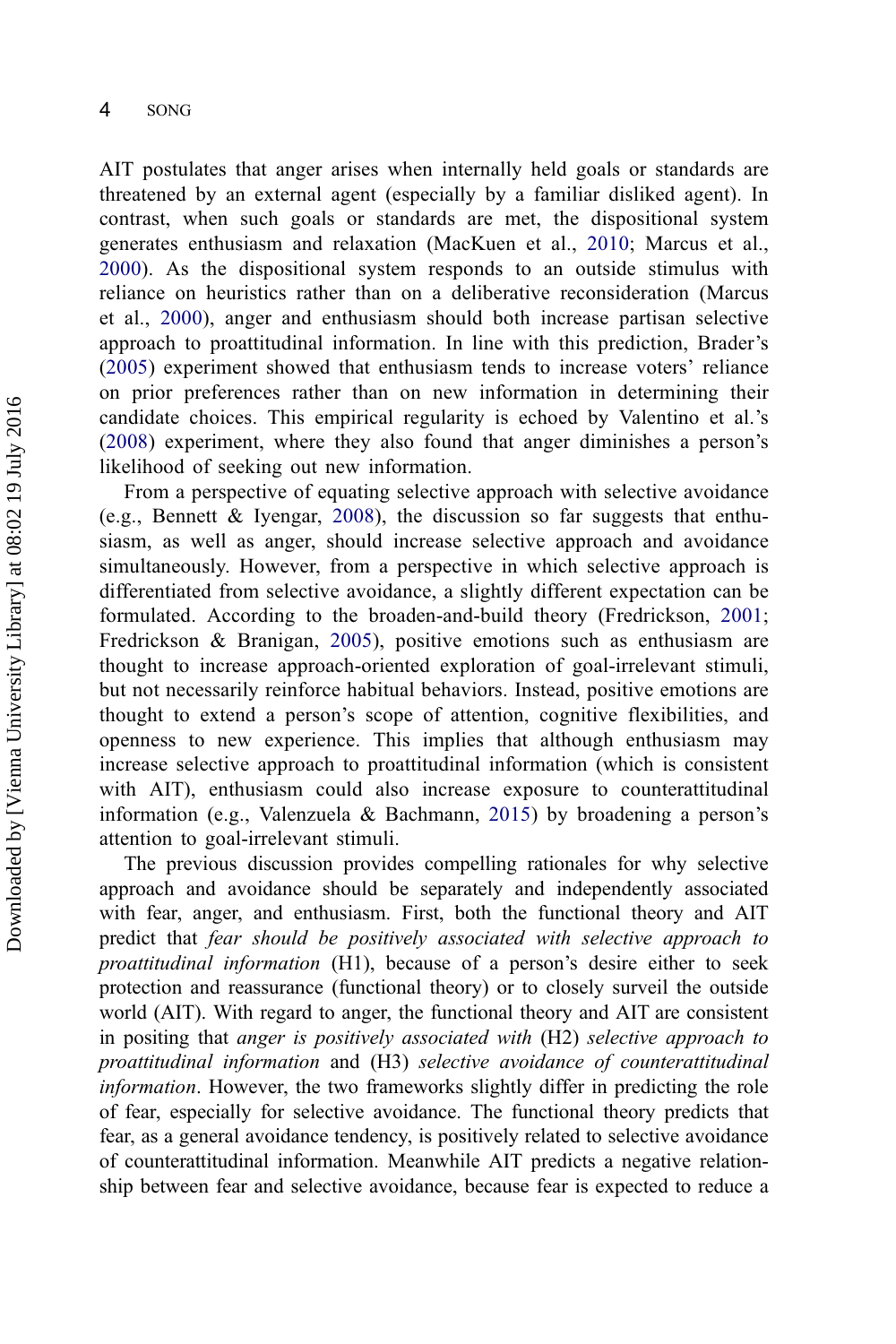AIT postulates that anger arises when internally held goals or standards are threatened by an external agent (especially by a familiar disliked agent). In contrast, when such goals or standards are met, the dispositional system generates enthusiasm and relaxation (MacKuen et al., 2010; Marcus et al., 2000). As the dispositional system responds to an outside stimulus with reliance on heuristics rather than on a deliberative reconsideration (Marcus et al., 2000), anger and enthusiasm should both increase partisan selective approach to proattitudinal information. In line with this prediction, Brader's (2005) experiment showed that enthusiasm tends to increase voters' reliance on prior preferences rather than on new information in determining their candidate choices. This empirical regularity is echoed by Valentino et al.'s (2008) experiment, where they also found that anger diminishes a person's likelihood of seeking out new information.

From a perspective of equating selective approach with selective avoidance (e.g., Bennett & Iyengar, 2008), the discussion so far suggests that enthusiasm, as well as anger, should increase selective approach and avoidance simultaneously. However, from a perspective in which selective approach is differentiated from selective avoidance, a slightly different expectation can be formulated. According to the broaden-and-build theory (Fredrickson, 2001; Fredrickson & Branigan, 2005), positive emotions such as enthusiasm are thought to increase approach-oriented exploration of goal-irrelevant stimuli, but not necessarily reinforce habitual behaviors. Instead, positive emotions are thought to extend a person's scope of attention, cognitive flexibilities, and openness to new experience. This implies that although enthusiasm may increase selective approach to proattitudinal information (which is consistent with AIT), enthusiasm could also increase exposure to counterattitudinal information (e.g., Valenzuela & Bachmann, 2015) by broadening a person's attention to goal-irrelevant stimuli.

The previous discussion provides compelling rationales for why selective approach and avoidance should be separately and independently associated with fear, anger, and enthusiasm. First, both the functional theory and AIT predict that *fear should be positively associated with selective approach to proattitudinal information* (H1), because of a person's desire either to seek protection and reassurance (functional theory) or to closely surveil the outside world (AIT). With regard to anger, the functional theory and AIT are consistent in positing that *anger is positively associated with* (H2) *selective approach to proattitudinal information* and (H3) *selective avoidance of counterattitudinal information*. However, the two frameworks slightly differ in predicting the role of fear, especially for selective avoidance. The functional theory predicts that fear, as a general avoidance tendency, is positively related to selective avoidance of counterattitudinal information. Meanwhile AIT predicts a negative relationship between fear and selective avoidance, because fear is expected to reduce a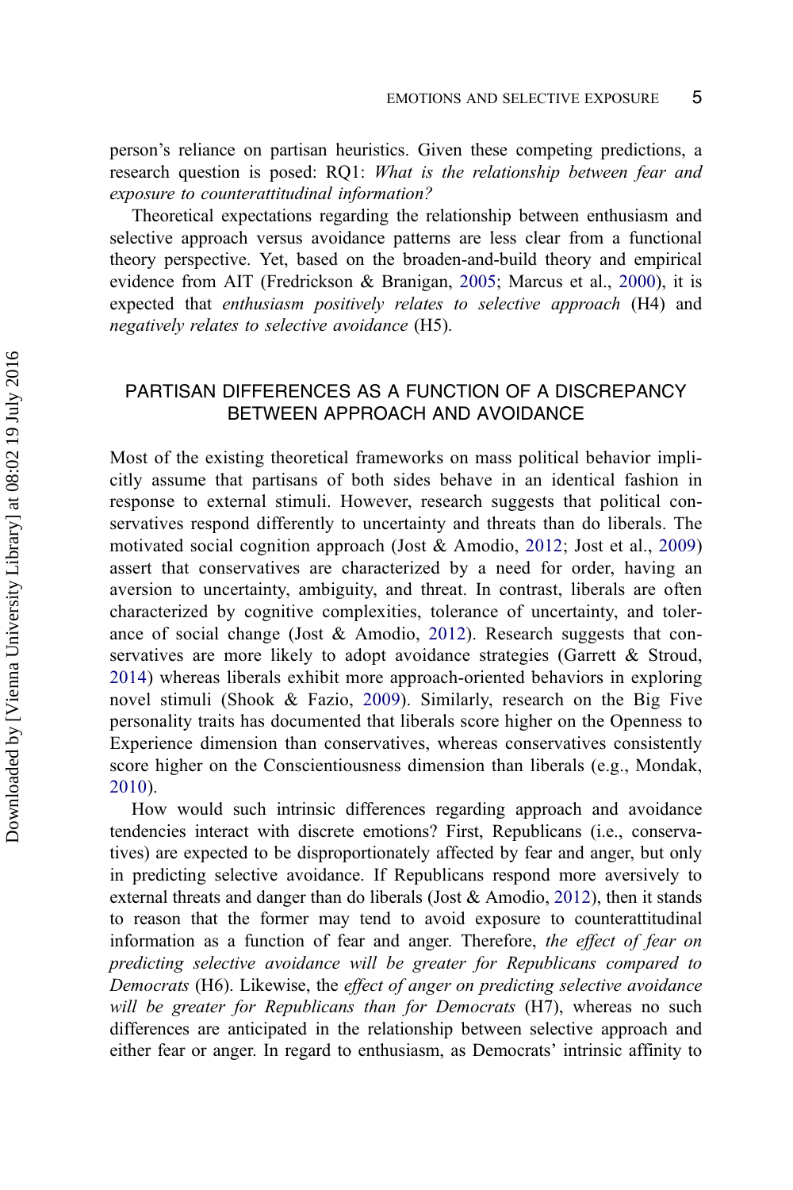person's reliance on partisan heuristics. Given these competing predictions, a research question is posed: RQ1: *What is the relationship between fear and exposure to counterattitudinal information?*

Theoretical expectations regarding the relationship between enthusiasm and selective approach versus avoidance patterns are less clear from a functional theory perspective. Yet, based on the broaden-and-build theory and empirical evidence from AIT (Fredrickson & Branigan, 2005; Marcus et al., 2000), it is expected that *enthusiasm positively relates to selective approach* (H4) and *negatively relates to selective avoidance* (H5).

## PARTISAN DIFFERENCES AS A FUNCTION OF A DISCREPANCY BETWEEN APPROACH AND AVOIDANCE

Most of the existing theoretical frameworks on mass political behavior implicitly assume that partisans of both sides behave in an identical fashion in response to external stimuli. However, research suggests that political conservatives respond differently to uncertainty and threats than do liberals. The motivated social cognition approach (Jost & Amodio, 2012; Jost et al., 2009) assert that conservatives are characterized by a need for order, having an aversion to uncertainty, ambiguity, and threat. In contrast, liberals are often characterized by cognitive complexities, tolerance of uncertainty, and tolerance of social change (Jost & Amodio, 2012). Research suggests that conservatives are more likely to adopt avoidance strategies (Garrett & Stroud, 2014) whereas liberals exhibit more approach-oriented behaviors in exploring novel stimuli (Shook & Fazio, 2009). Similarly, research on the Big Five personality traits has documented that liberals score higher on the Openness to Experience dimension than conservatives, whereas conservatives consistently score higher on the Conscientiousness dimension than liberals (e.g., Mondak, 2010).

How would such intrinsic differences regarding approach and avoidance tendencies interact with discrete emotions? First, Republicans (i.e., conservatives) are expected to be disproportionately affected by fear and anger, but only in predicting selective avoidance. If Republicans respond more aversively to external threats and danger than do liberals (Jost & Amodio, 2012), then it stands to reason that the former may tend to avoid exposure to counterattitudinal information as a function of fear and anger. Therefore, *the effect of fear on predicting selective avoidance will be greater for Republicans compared to Democrats* (H6). Likewise, the *effect of anger on predicting selective avoidance will be greater for Republicans than for Democrats* (H7), whereas no such differences are anticipated in the relationship between selective approach and either fear or anger. In regard to enthusiasm, as Democrats' intrinsic affinity to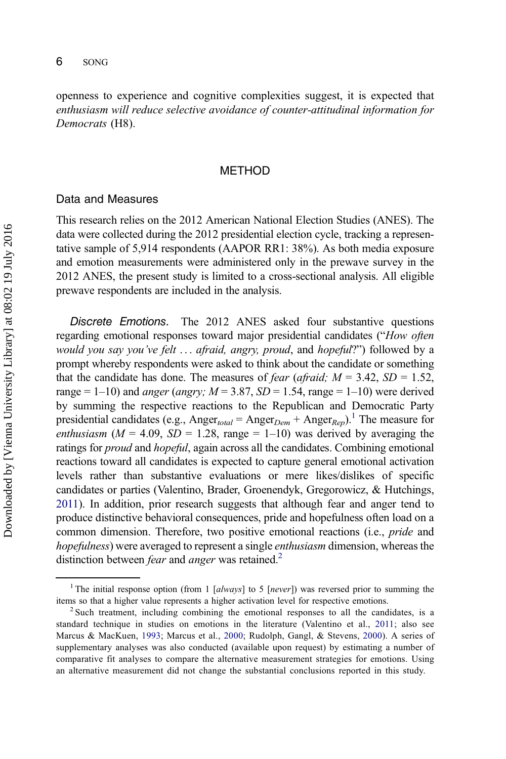openness to experience and cognitive complexities suggest, it is expected that *enthusiasm will reduce selective avoidance of counter-attitudinal information for Democrats* (H8).

## METHOD

### Data and Measures

This research relies on the 2012 American National Election Studies (ANES). The data were collected during the 2012 presidential election cycle, tracking a representative sample of 5,914 respondents (AAPOR RR1: 38%). As both media exposure and emotion measurements were administered only in the prewave survey in the 2012 ANES, the present study is limited to a cross-sectional analysis. All eligible prewave respondents are included in the analysis.

*Discrete Emotions.* The 2012 ANES asked four substantive questions regarding emotional responses toward major presidential candidates ("*How often would you say you've felt … afraid, angry, proud*, and *hopeful*?") followed by a prompt whereby respondents were asked to think about the candidate or something that the candidate has done. The measures of *fear* (*afraid;* $M = 3.42$, $SD = 1.52$, range = 1–10) and *anger* (*angry;* $M = 3.87$, $SD = 1.54$, range = 1–10) were derived by summing the respective reactions to the Republican and Democratic Party presidential candidates (e.g., $\text{Anger}_{total} = \text{Anger}_{Dem} + \text{Anger}_{Rep}$).[1] The measure for *enthusiasm* ($M = 4.09$, $SD = 1.28$, range = 1–10) was derived by averaging the ratings for *proud* and *hopeful*, again across all the candidates. Combining emotional reactions toward all candidates is expected to capture general emotional activation levels rather than substantive evaluations or mere likes/dislikes of specific candidates or parties (Valentino, Brader, Groenendyk, Gregorowicz, & Hutchings, 2011). In addition, prior research suggests that although fear and anger tend to produce distinctive behavioral consequences, pride and hopefulness often load on a common dimension. Therefore, two positive emotional reactions (i.e., *pride* and *hopefulness*) were averaged to represent a single *enthusiasm* dimension, whereas the distinction between *fear* and *anger* was retained.[2]

[1] The initial response option (from 1 [*always*] to 5 [*never*]) was reversed prior to summing the items so that a higher value represents a higher activation level for respective emotions.

[2] Such treatment, including combining the emotional responses to all the candidates, is a standard technique in studies on emotions in the literature (Valentino et al., 2011; also see Marcus & MacKuen, 1993; Marcus et al., 2000; Rudolph, Gangl, & Stevens, 2000). A series of supplementary analyses was also conducted (available upon request) by estimating a number of comparative fit analyses to compare the alternative measurement strategies for emotions. Using an alternative measurement did not change the substantial conclusions reported in this study.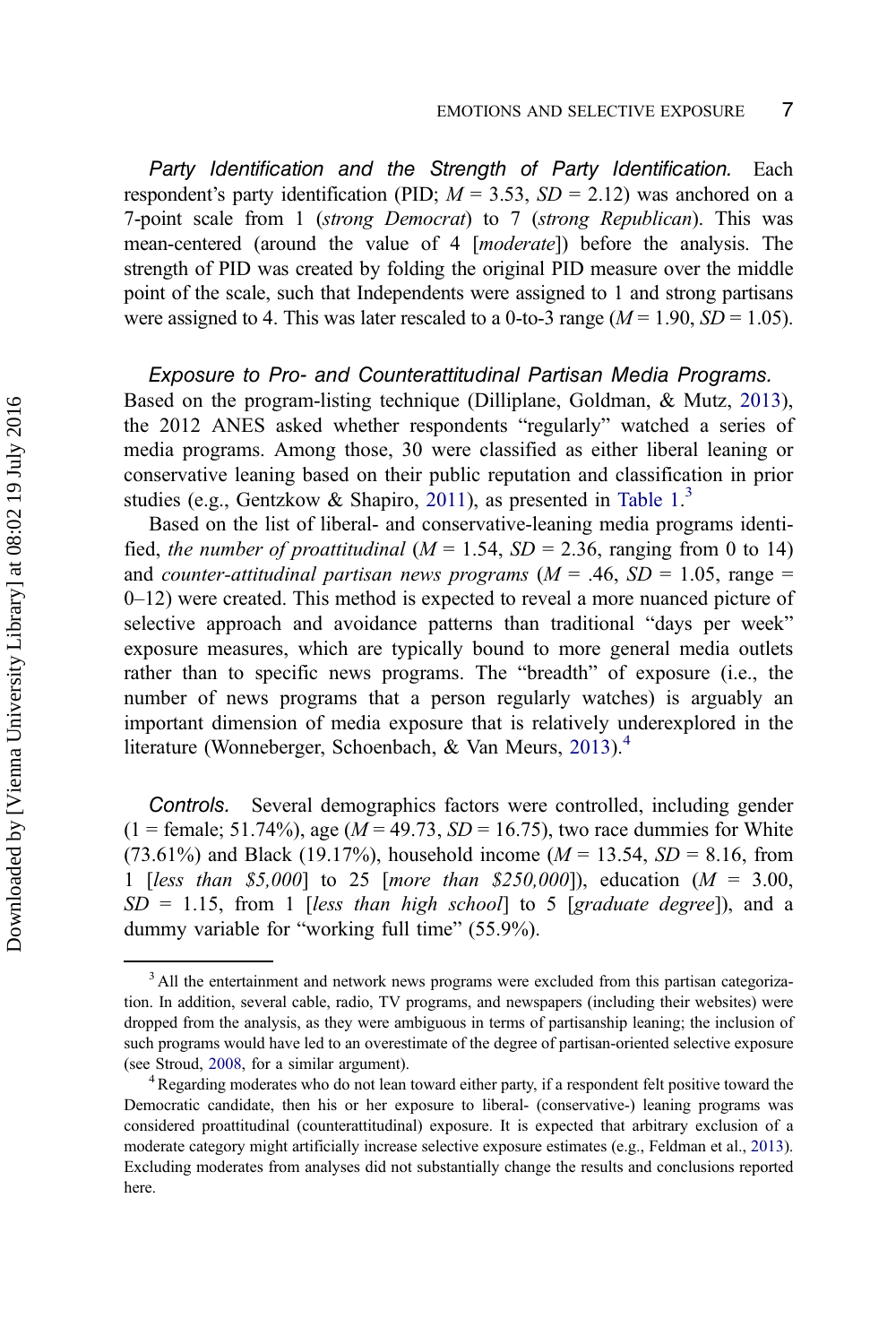*Party Identification and the Strength of Party Identification.* Each respondent's party identification (PID; $M = 3.53$, $SD = 2.12$) was anchored on a 7-point scale from 1 (*strong Democrat*) to 7 (*strong Republican*). This was mean-centered (around the value of 4 [*moderate*]) before the analysis. The strength of PID was created by folding the original PID measure over the middle point of the scale, such that Independents were assigned to 1 and strong partisans were assigned to 4. This was later rescaled to a 0-to-3 range ($M = 1.90$, $SD = 1.05$).

*Exposure to Pro- and Counterattitudinal Partisan Media Programs.* Based on the program-listing technique (Dilliplane, Goldman, & Mutz, 2013), the 2012 ANES asked whether respondents "regularly" watched a series of media programs. Among those, 30 were classified as either liberal leaning or conservative leaning based on their public reputation and classification in prior studies (e.g., Gentzkow & Shapiro, 2011), as presented in Table 1.[3]

Based on the list of liberal- and conservative-leaning media programs identified, *the number of proattitudinal* ($M = 1.54$, $SD = 2.36$, ranging from 0 to 14) and *counter-attitudinal partisan news programs* ($M = .46$, $SD = 1.05$, range = 0–12) were created. This method is expected to reveal a more nuanced picture of selective approach and avoidance patterns than traditional "days per week" exposure measures, which are typically bound to more general media outlets rather than to specific news programs. The "breadth" of exposure (i.e., the number of news programs that a person regularly watches) is arguably an important dimension of media exposure that is relatively underexplored in the literature (Wonneberger, Schoenbach, & Van Meurs, 2013).[4]

*Controls.* Several demographics factors were controlled, including gender (1 = female; 51.74%), age ($M = 49.73$, $SD = 16.75$), two race dummies for White (73.61%) and Black (19.17%), household income ($M = 13.54$, $SD = 8.16$, from 1 [*less than $5,000*] to 25 [*more than $250,000*]), education ($M = 3.00$, $SD = 1.15$, from 1 [*less than high school*] to 5 [*graduate degree*]), and a dummy variable for "working full time" (55.9%).

---

[3] All the entertainment and network news programs were excluded from this partisan categorization. In addition, several cable, radio, TV programs, and newspapers (including their websites) were dropped from the analysis, as they were ambiguous in terms of partisanship leaning; the inclusion of such programs would have led to an overestimate of the degree of partisan-oriented selective exposure (see Stroud, 2008, for a similar argument).

[4] Regarding moderates who do not lean toward either party, if a respondent felt positive toward the Democratic candidate, then his or her exposure to liberal- (conservative-) leaning programs was considered proattitudinal (counterattitudinal) exposure. It is expected that arbitrary exclusion of a moderate category might artificially increase selective exposure estimates (e.g., Feldman et al., 2013). Excluding moderates from analyses did not substantially change the results and conclusions reported here.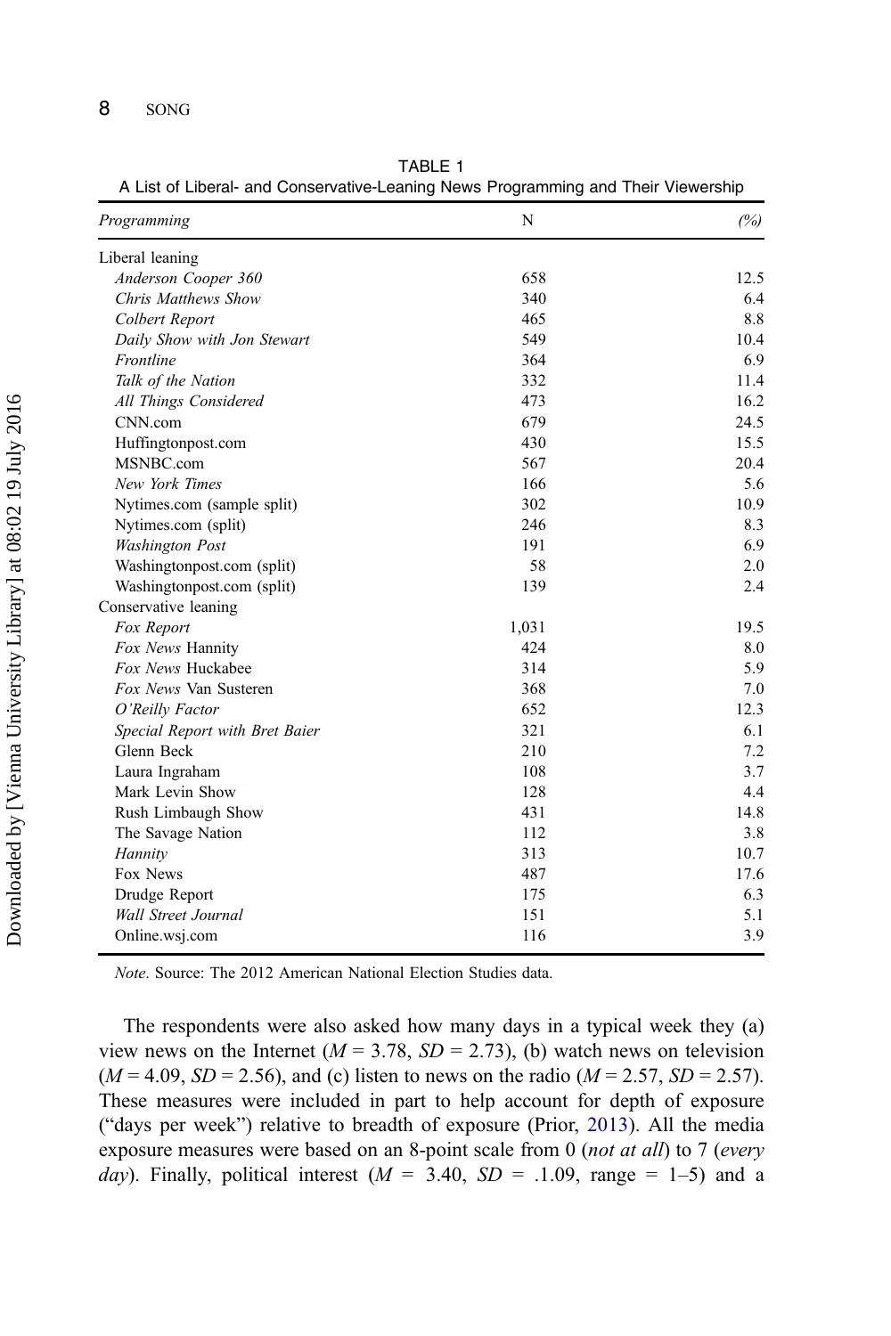TABLE 1
A List of Liberal- and Conservative-Leaning News Programming and Their Viewership

| *Programming* | N | *(%)* |
|---|---|---|
| Liberal leaning | | |
| *Anderson Cooper 360* | 658 | 12.5 |
| *Chris Matthews Show* | 340 | 6.4 |
| *Colbert Report* | 465 | 8.8 |
| *Daily Show with Jon Stewart* | 549 | 10.4 |
| *Frontline* | 364 | 6.9 |
| *Talk of the Nation* | 332 | 11.4 |
| *All Things Considered* | 473 | 16.2 |
| CNN.com | 679 | 24.5 |
| Huffingtonpost.com | 430 | 15.5 |
| MSNBC.com | 567 | 20.4 |
| *New York Times* | 166 | 5.6 |
| Nytimes.com (sample split) | 302 | 10.9 |
| Nytimes.com (split) | 246 | 8.3 |
| *Washington Post* | 191 | 6.9 |
| Washingtonpost.com (split) | 58 | 2.0 |
| Washingtonpost.com (split) | 139 | 2.4 |
| Conservative leaning | | |
| *Fox Report* | 1,031 | 19.5 |
| *Fox News* Hannity | 424 | 8.0 |
| *Fox News* Huckabee | 314 | 5.9 |
| *Fox News* Van Susteren | 368 | 7.0 |
| *O'Reilly Factor* | 652 | 12.3 |
| *Special Report with Bret Baier* | 321 | 6.1 |
| Glenn Beck | 210 | 7.2 |
| Laura Ingraham | 108 | 3.7 |
| Mark Levin Show | 128 | 4.4 |
| Rush Limbaugh Show | 431 | 14.8 |
| The Savage Nation | 112 | 3.8 |
| *Hannity* | 313 | 10.7 |
| Fox News | 487 | 17.6 |
| Drudge Report | 175 | 6.3 |
| *Wall Street Journal* | 151 | 5.1 |
| Online.wsj.com | 116 | 3.9 |

*Note*. Source: The 2012 American National Election Studies data.

The respondents were also asked how many days in a typical week they (a) view news on the Internet ($M$ = 3.78, $SD$ = 2.73), (b) watch news on television ($M$ = 4.09, $SD$ = 2.56), and (c) listen to news on the radio ($M$ = 2.57, $SD$ = 2.57). These measures were included in part to help account for depth of exposure ("days per week") relative to breadth of exposure (Prior, 2013). All the media exposure measures were based on an 8-point scale from 0 (*not at all*) to 7 (*every day*). Finally, political interest ($M$ = 3.40, $SD$ = .1.09, range = 1–5) and a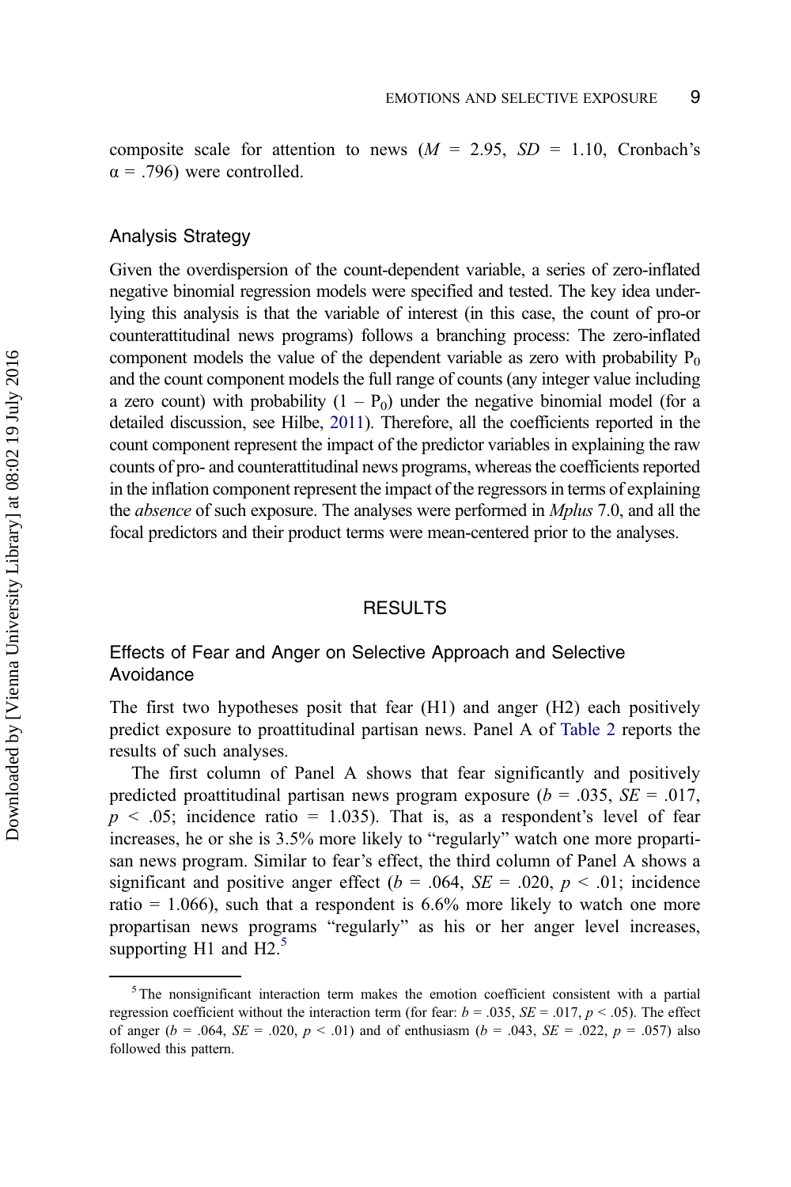composite scale for attention to news ($M$ = 2.95, $SD$ = 1.10, Cronbach's $\alpha$ = .796) were controlled.

## Analysis Strategy

Given the overdispersion of the count-dependent variable, a series of zero-inflated negative binomial regression models were specified and tested. The key idea underlying this analysis is that the variable of interest (in this case, the count of pro-or counterattitudinal news programs) follows a branching process: The zero-inflated component models the value of the dependent variable as zero with probability $P_0$ and the count component models the full range of counts (any integer value including a zero count) with probability $(1 - P_0)$ under the negative binomial model (for a detailed discussion, see Hilbe, 2011). Therefore, all the coefficients reported in the count component represent the impact of the predictor variables in explaining the raw counts of pro- and counterattitudinal news programs, whereas the coefficients reported in the inflation component represent the impact of the regressors in terms of explaining the *absence* of such exposure. The analyses were performed in *Mplus* 7.0, and all the focal predictors and their product terms were mean-centered prior to the analyses.

# RESULTS

## Effects of Fear and Anger on Selective Approach and Selective Avoidance

The first two hypotheses posit that fear (H1) and anger (H2) each positively predict exposure to proattitudinal partisan news. Panel A of Table 2 reports the results of such analyses.

The first column of Panel A shows that fear significantly and positively predicted proattitudinal partisan news program exposure ($b$ = .035, $SE$ = .017, $p$ < .05; incidence ratio = 1.035). That is, as a respondent's level of fear increases, he or she is 3.5% more likely to "regularly" watch one more propartisan news program. Similar to fear's effect, the third column of Panel A shows a significant and positive anger effect ($b$ = .064, $SE$ = .020, $p$ < .01; incidence ratio = 1.066), such that a respondent is 6.6% more likely to watch one more propartisan news programs "regularly" as his or her anger level increases, supporting H1 and H2.[5]

[5] The nonsignificant interaction term makes the emotion coefficient consistent with a partial regression coefficient without the interaction term (for fear: $b$ = .035, $SE$ = .017, $p$ < .05). The effect of anger ($b$ = .064, $SE$ = .020, $p$ < .01) and of enthusiasm ($b$ = .043, $SE$ = .022, $p$ = .057) also followed this pattern.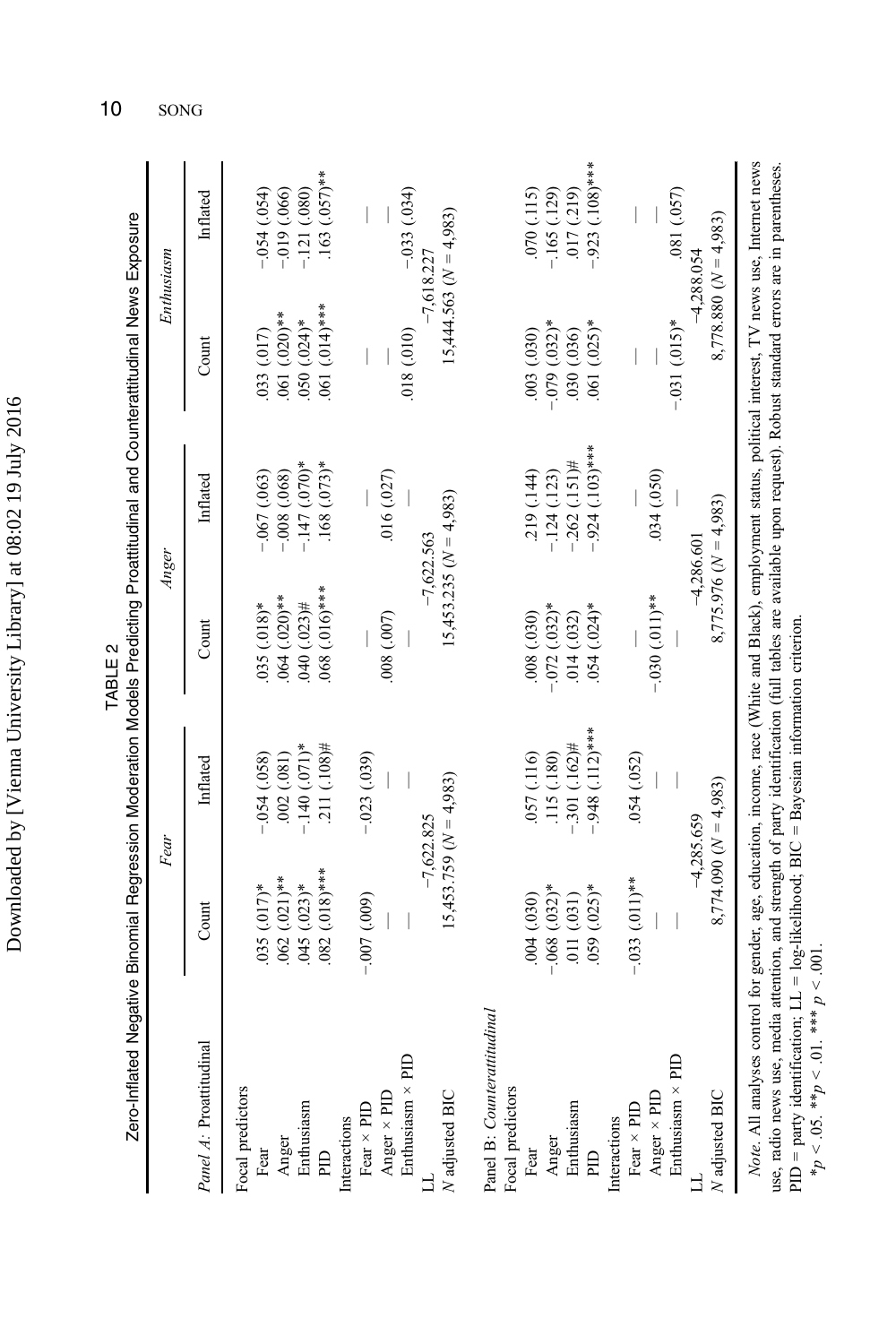TABLE 2
Zero-Inflated Negative Binomial Regression Moderation Models Predicting Proattitudinal and Counterattitudinal News Exposure

| | *Fear* | | *Anger* | | *Enthusiasm* | |
|---|---|---|---|---|---|---|
| *Panel A: Proattitudinal* | Count | Inflated | Count | Inflated | Count | Inflated |
| Focal predictors | | | | | | |
| Fear | .035 (.017)* | −.054 (.058) | .035 (.018)* | −.067 (.063) | .033 (.017) | −.054 (.054) |
| Anger | .062 (.021)** | .002 (.081) | .064 (.020)** | −.008 (.068) | .061 (.020)** | −.019 (.066) |
| Enthusiasm | .045 (.023)* | −.140 (.071)* | .040 (.023)# | −.147 (.070)* | .050 (.024)* | −.121 (.080) |
| PID | .082 (.018)*** | .211 (.108)# | .068 (.016)*** | .168 (.073)* | .061 (.014)*** | .163 (.057)** |
| Interactions | | | | | | |
| Fear × PID | −.007 (.009) | −.023 (.039) | — | — | — | — |
| Anger × PID | — | — | .008 (.007) | .016 (.027) | — | — |
| Enthusiasm × PID | — | — | — | — | .018 (.010) | −.033 (.034) |
| LL | −7,622.825 | | −7,622.563 | | −7,618.227 | |
| *N* adjusted BIC | 15,453.759 (*N* = 4,983) | | 15,453.235 (*N* = 4,983) | | 15,444.563 (*N* = 4,983) | |
| Panel B: *Counterattitudinal* | | | | | | |
| Focal predictors | | | | | | |
| Fear | .004 (.030) | .057 (.116) | .008 (.030) | .219 (.144) | .003 (.030) | .070 (.115) |
| Anger | −.068 (.032)* | .115 (.180) | −.072 (.032)* | −.124 (.123) | −.079 (.032)* | −.165 (.129) |
| Enthusiasm | .011 (.031) | −.301 (.162)# | .014 (.032) | −.262 (.151)# | .030 (.036) | .017 (.219) |
| PID | .059 (.025)* | −.948 (.112)*** | .054 (.024)* | −.924 (.103)*** | .061 (.025)* | −.923 (.108)*** |
| Interactions | | | | | | |
| Fear × PID | −.033 (.011)** | .054 (.052) | — | — | — | — |
| Anger × PID | — | — | −.030 (.011)** | .034 (.050) | — | — |
| Enthusiasm × PID | — | — | — | — | −.031 (.015)* | .081 (.057) |
| LL | −4,285.659 | | −4,286.601 | | −4,288.054 | |
| *N* adjusted BIC | 8,774.090 (*N* = 4,983) | | 8,775.976 (*N* = 4,983) | | 8,778.880 (*N* = 4,983) | |

*Note.* All analyses control for gender, age, education, income, race (White and Black), employment status, political interest, TV news use, Internet news use, radio news use, media attention, and strength of party identification (full tables are available upon request). Robust standard errors are in parentheses. PID = party identification; LL = log-likelihood; BIC = Bayesian information criterion.

*$p < .05$. **$p < .01$. *** $p < .001$.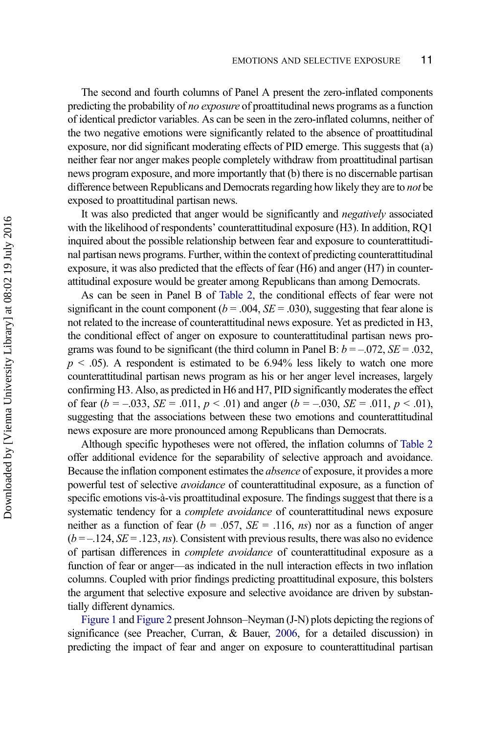The second and fourth columns of Panel A present the zero-inflated components predicting the probability of *no exposure* of proattitudinal news programs as a function of identical predictor variables. As can be seen in the zero-inflated columns, neither of the two negative emotions were significantly related to the absence of proattitudinal exposure, nor did significant moderating effects of PID emerge. This suggests that (a) neither fear nor anger makes people completely withdraw from proattitudinal partisan news program exposure, and more importantly that (b) there is no discernable partisan difference between Republicans and Democrats regarding how likely they are to *not* be exposed to proattitudinal partisan news.

It was also predicted that anger would be significantly and *negatively* associated with the likelihood of respondents' counterattitudinal exposure (H3). In addition, RQ1 inquired about the possible relationship between fear and exposure to counterattitudinal partisan news programs. Further, within the context of predicting counterattitudinal exposure, it was also predicted that the effects of fear (H6) and anger (H7) in counterattitudinal exposure would be greater among Republicans than among Democrats.

As can be seen in Panel B of Table 2, the conditional effects of fear were not significant in the count component ($b = .004$, $SE = .030$), suggesting that fear alone is not related to the increase of counterattitudinal news exposure. Yet as predicted in H3, the conditional effect of anger on exposure to counterattitudinal partisan news programs was found to be significant (the third column in Panel B: $b = –.072$, $SE = .032$, $p < .05$). A respondent is estimated to be 6.94% less likely to watch one more counterattitudinal partisan news program as his or her anger level increases, largely confirming H3. Also, as predicted in H6 and H7, PID significantly moderates the effect of fear ($b = –.033$, $SE = .011$, $p < .01$) and anger ($b = –.030$, $SE = .011$, $p < .01$), suggesting that the associations between these two emotions and counterattitudinal news exposure are more pronounced among Republicans than Democrats.

Although specific hypotheses were not offered, the inflation columns of Table 2 offer additional evidence for the separability of selective approach and avoidance. Because the inflation component estimates the *absence* of exposure, it provides a more powerful test of selective *avoidance* of counterattitudinal exposure, as a function of specific emotions vis-à-vis proattitudinal exposure. The findings suggest that there is a systematic tendency for a *complete avoidance* of counterattitudinal news exposure neither as a function of fear ($b = .057$, $SE = .116$, *ns*) nor as a function of anger ($b = –.124$, $SE = .123$, *ns*). Consistent with previous results, there was also no evidence of partisan differences in *complete avoidance* of counterattitudinal exposure as a function of fear or anger—as indicated in the null interaction effects in two inflation columns. Coupled with prior findings predicting proattitudinal exposure, this bolsters the argument that selective exposure and selective avoidance are driven by substantially different dynamics.

Figure 1 and Figure 2 present Johnson–Neyman (J-N) plots depicting the regions of significance (see Preacher, Curran, & Bauer, 2006, for a detailed discussion) in predicting the impact of fear and anger on exposure to counterattitudinal partisan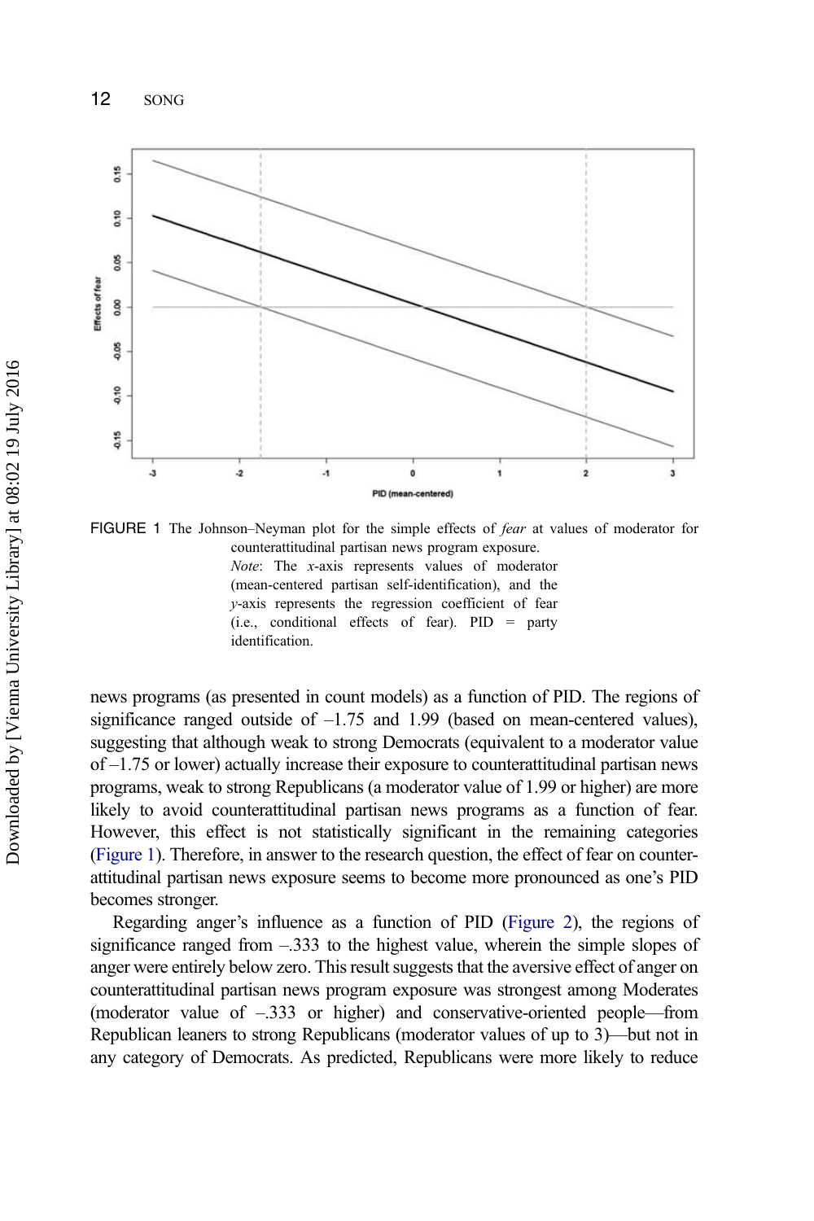FIGURE 1 The Johnson–Neyman plot for the simple effects of *fear* at values of moderator for counterattitudinal partisan news program exposure.

*Note*: The *x*-axis represents values of moderator (mean-centered partisan self-identification), and the *y*-axis represents the regression coefficient of fear (i.e., conditional effects of fear). PID = party identification.

news programs (as presented in count models) as a function of PID. The regions of significance ranged outside of –1.75 and 1.99 (based on mean-centered values), suggesting that although weak to strong Democrats (equivalent to a moderator value of –1.75 or lower) actually increase their exposure to counterattitudinal partisan news programs, weak to strong Republicans (a moderator value of 1.99 or higher) are more likely to avoid counterattitudinal partisan news programs as a function of fear. However, this effect is not statistically significant in the remaining categories (Figure 1). Therefore, in answer to the research question, the effect of fear on counterattitudinal partisan news exposure seems to become more pronounced as one's PID becomes stronger.

Regarding anger's influence as a function of PID (Figure 2), the regions of significance ranged from –.333 to the highest value, wherein the simple slopes of anger were entirely below zero. This result suggests that the aversive effect of anger on counterattitudinal partisan news program exposure was strongest among Moderates (moderator value of –.333 or higher) and conservative-oriented people—from Republican leaners to strong Republicans (moderator values of up to 3)—but not in any category of Democrats. As predicted, Republicans were more likely to reduce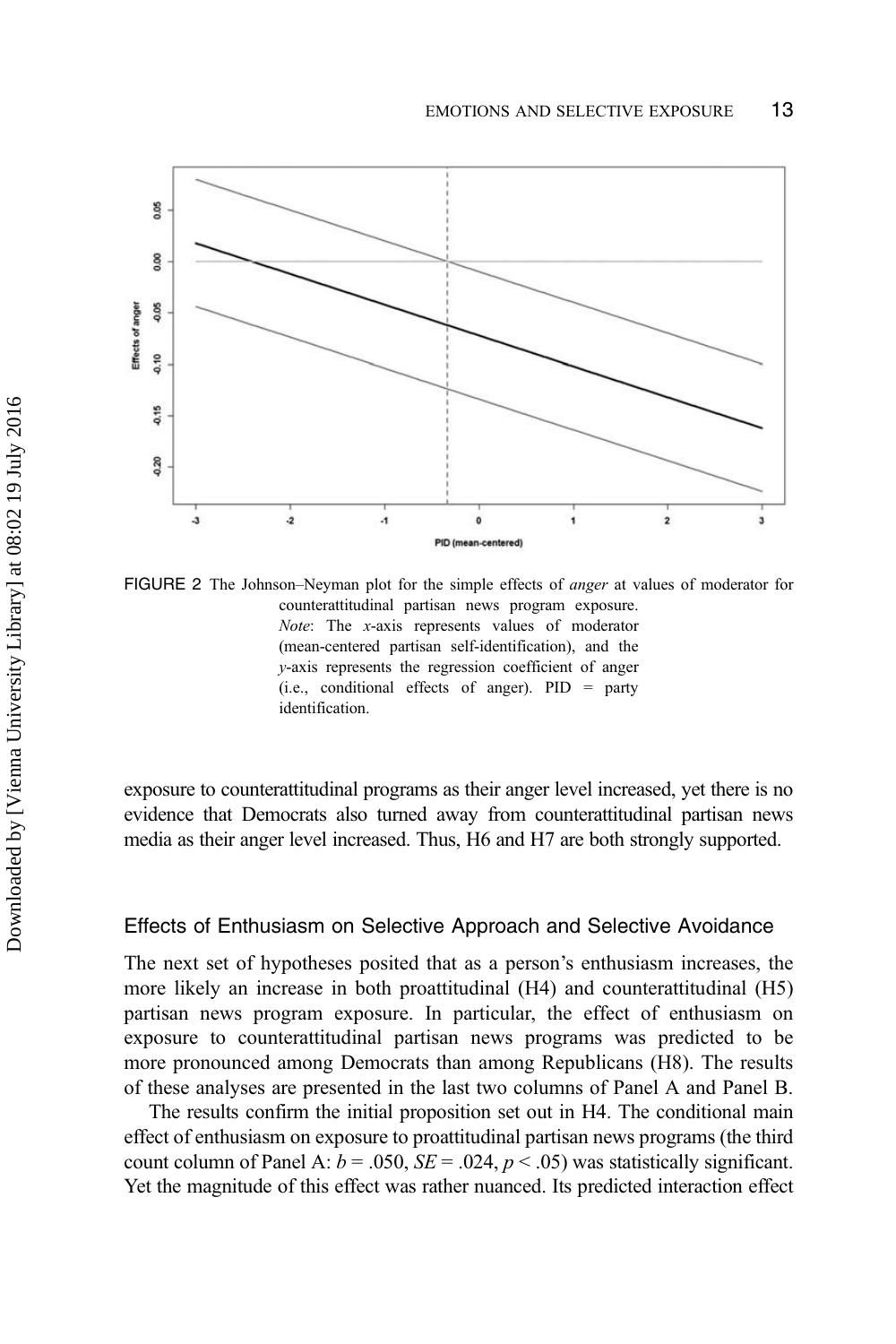FIGURE 2 The Johnson–Neyman plot for the simple effects of *anger* at values of moderator for counterattitudinal partisan news program exposure. *Note*: The *x*-axis represents values of moderator (mean-centered partisan self-identification), and the *y*-axis represents the regression coefficient of anger (i.e., conditional effects of anger). PID = party identification.

exposure to counterattitudinal programs as their anger level increased, yet there is no evidence that Democrats also turned away from counterattitudinal partisan news media as their anger level increased. Thus, H6 and H7 are both strongly supported.

### Effects of Enthusiasm on Selective Approach and Selective Avoidance

The next set of hypotheses posited that as a person's enthusiasm increases, the more likely an increase in both proattitudinal (H4) and counterattitudinal (H5) partisan news program exposure. In particular, the effect of enthusiasm on exposure to counterattitudinal partisan news programs was predicted to be more pronounced among Democrats than among Republicans (H8). The results of these analyses are presented in the last two columns of Panel A and Panel B.

The results confirm the initial proposition set out in H4. The conditional main effect of enthusiasm on exposure to proattitudinal partisan news programs (the third count column of Panel A: $b = .050$, $SE = .024$, $p < .05$) was statistically significant. Yet the magnitude of this effect was rather nuanced. Its predicted interaction effect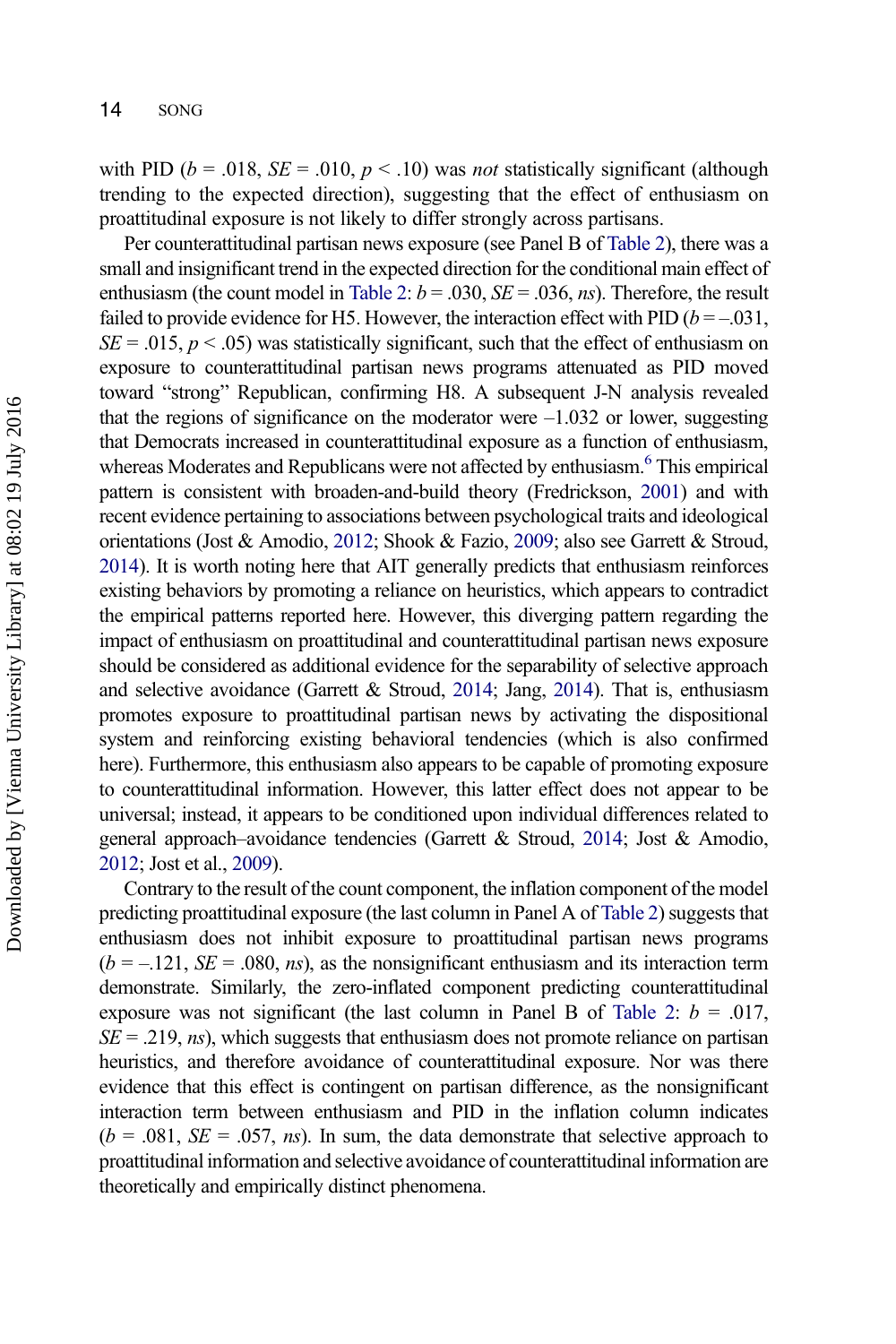with PID ($b = .018$, $SE = .010$, $p < .10$) was *not* statistically significant (although trending to the expected direction), suggesting that the effect of enthusiasm on proattitudinal exposure is not likely to differ strongly across partisans.

Per counterattitudinal partisan news exposure (see Panel B of Table 2), there was a small and insignificant trend in the expected direction for the conditional main effect of enthusiasm (the count model in Table 2: $b = .030$, $SE = .036$, *ns*). Therefore, the result failed to provide evidence for H5. However, the interaction effect with PID ($b = –.031$, $SE = .015$, $p < .05$) was statistically significant, such that the effect of enthusiasm on exposure to counterattitudinal partisan news programs attenuated as PID moved toward "strong" Republican, confirming H8. A subsequent J-N analysis revealed that the regions of significance on the moderator were –1.032 or lower, suggesting that Democrats increased in counterattitudinal exposure as a function of enthusiasm, whereas Moderates and Republicans were not affected by enthusiasm.[6] This empirical pattern is consistent with broaden-and-build theory (Fredrickson, 2001) and with recent evidence pertaining to associations between psychological traits and ideological orientations (Jost & Amodio, 2012; Shook & Fazio, 2009; also see Garrett & Stroud, 2014). It is worth noting here that AIT generally predicts that enthusiasm reinforces existing behaviors by promoting a reliance on heuristics, which appears to contradict the empirical patterns reported here. However, this diverging pattern regarding the impact of enthusiasm on proattitudinal and counterattitudinal partisan news exposure should be considered as additional evidence for the separability of selective approach and selective avoidance (Garrett & Stroud, 2014; Jang, 2014). That is, enthusiasm promotes exposure to proattitudinal partisan news by activating the dispositional system and reinforcing existing behavioral tendencies (which is also confirmed here). Furthermore, this enthusiasm also appears to be capable of promoting exposure to counterattitudinal information. However, this latter effect does not appear to be universal; instead, it appears to be conditioned upon individual differences related to general approach–avoidance tendencies (Garrett & Stroud, 2014; Jost & Amodio, 2012; Jost et al., 2009).

Contrary to the result of the count component, the inflation component of the model predicting proattitudinal exposure (the last column in Panel A of Table 2) suggests that enthusiasm does not inhibit exposure to proattitudinal partisan news programs ($b = –.121$, $SE = .080$, *ns*), as the nonsignificant enthusiasm and its interaction term demonstrate. Similarly, the zero-inflated component predicting counterattitudinal exposure was not significant (the last column in Panel B of Table 2: $b = .017$, $SE = .219$, *ns*), which suggests that enthusiasm does not promote reliance on partisan heuristics, and therefore avoidance of counterattitudinal exposure. Nor was there evidence that this effect is contingent on partisan difference, as the nonsignificant interaction term between enthusiasm and PID in the inflation column indicates ($b = .081$, $SE = .057$, *ns*). In sum, the data demonstrate that selective approach to proattitudinal information and selective avoidance of counterattitudinal information are theoretically and empirically distinct phenomena.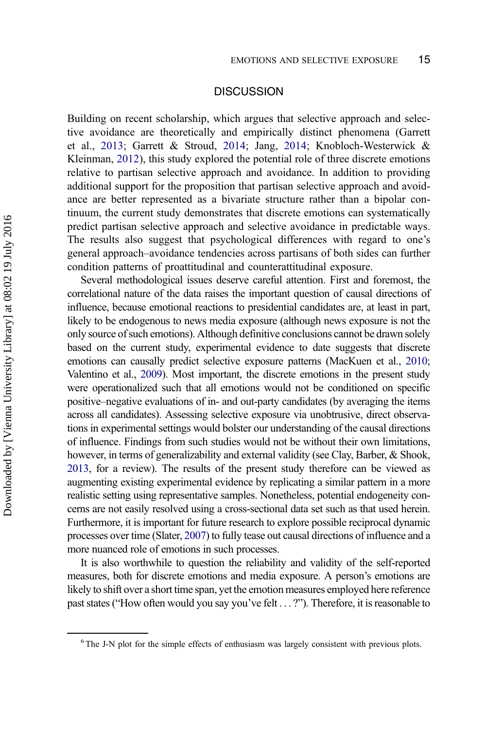## DISCUSSION

Building on recent scholarship, which argues that selective approach and selective avoidance are theoretically and empirically distinct phenomena (Garrett et al., 2013; Garrett & Stroud, 2014; Jang, 2014; Knobloch-Westerwick & Kleinman, 2012), this study explored the potential role of three discrete emotions relative to partisan selective approach and avoidance. In addition to providing additional support for the proposition that partisan selective approach and avoidance are better represented as a bivariate structure rather than a bipolar continuum, the current study demonstrates that discrete emotions can systematically predict partisan selective approach and selective avoidance in predictable ways. The results also suggest that psychological differences with regard to one's general approach–avoidance tendencies across partisans of both sides can further condition patterns of proattitudinal and counterattitudinal exposure.

Several methodological issues deserve careful attention. First and foremost, the correlational nature of the data raises the important question of causal directions of influence, because emotional reactions to presidential candidates are, at least in part, likely to be endogenous to news media exposure (although news exposure is not the only source of such emotions). Although definitive conclusions cannot be drawn solely based on the current study, experimental evidence to date suggests that discrete emotions can causally predict selective exposure patterns (MacKuen et al., 2010; Valentino et al., 2009). Most important, the discrete emotions in the present study were operationalized such that all emotions would not be conditioned on specific positive–negative evaluations of in- and out-party candidates (by averaging the items across all candidates). Assessing selective exposure via unobtrusive, direct observations in experimental settings would bolster our understanding of the causal directions of influence. Findings from such studies would not be without their own limitations, however, in terms of generalizability and external validity (see Clay, Barber, & Shook, 2013, for a review). The results of the present study therefore can be viewed as augmenting existing experimental evidence by replicating a similar pattern in a more realistic setting using representative samples. Nonetheless, potential endogeneity concerns are not easily resolved using a cross-sectional data set such as that used herein. Furthermore, it is important for future research to explore possible reciprocal dynamic processes over time (Slater, 2007) to fully tease out causal directions of influence and a more nuanced role of emotions in such processes.

It is also worthwhile to question the reliability and validity of the self-reported measures, both for discrete emotions and media exposure. A person's emotions are likely to shift over a short time span, yet the emotion measures employed here reference past states ("How often would you say you've felt . . . ?"). Therefore, it is reasonable to

[6] The J-N plot for the simple effects of enthusiasm was largely consistent with previous plots.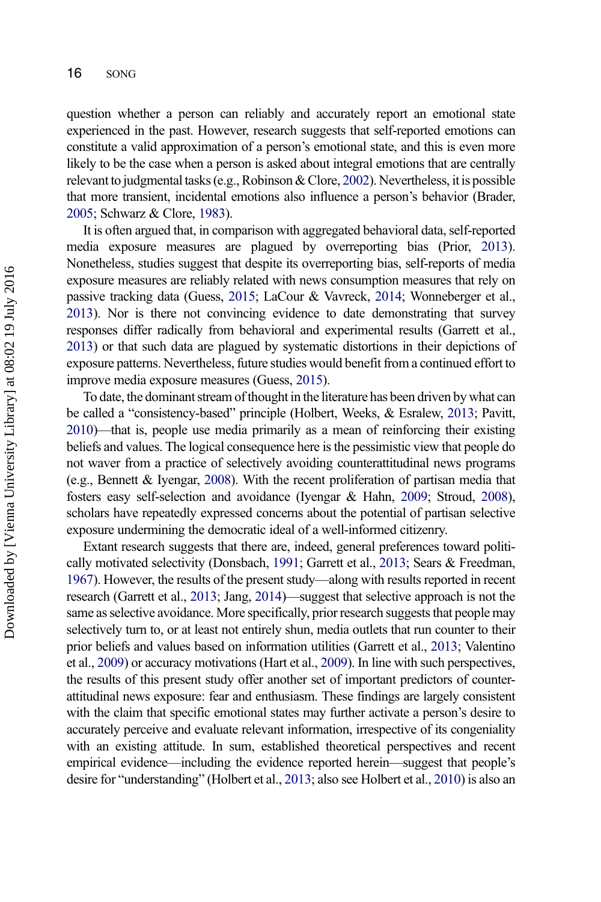question whether a person can reliably and accurately report an emotional state experienced in the past. However, research suggests that self-reported emotions can constitute a valid approximation of a person's emotional state, and this is even more likely to be the case when a person is asked about integral emotions that are centrally relevant to judgmental tasks (e.g., Robinson & Clore, 2002). Nevertheless, it is possible that more transient, incidental emotions also influence a person's behavior (Brader, 2005; Schwarz & Clore, 1983).

It is often argued that, in comparison with aggregated behavioral data, self-reported media exposure measures are plagued by overreporting bias (Prior, 2013). Nonetheless, studies suggest that despite its overreporting bias, self-reports of media exposure measures are reliably related with news consumption measures that rely on passive tracking data (Guess, 2015; LaCour & Vavreck, 2014; Wonneberger et al., 2013). Nor is there not convincing evidence to date demonstrating that survey responses differ radically from behavioral and experimental results (Garrett et al., 2013) or that such data are plagued by systematic distortions in their depictions of exposure patterns. Nevertheless, future studies would benefit from a continued effort to improve media exposure measures (Guess, 2015).

To date, the dominant stream of thought in the literature has been driven by what can be called a "consistency-based" principle (Holbert, Weeks, & Esralew, 2013; Pavitt, 2010)—that is, people use media primarily as a mean of reinforcing their existing beliefs and values. The logical consequence here is the pessimistic view that people do not waver from a practice of selectively avoiding counterattitudinal news programs (e.g., Bennett & Iyengar, 2008). With the recent proliferation of partisan media that fosters easy self-selection and avoidance (Iyengar & Hahn, 2009; Stroud, 2008), scholars have repeatedly expressed concerns about the potential of partisan selective exposure undermining the democratic ideal of a well-informed citizenry.

Extant research suggests that there are, indeed, general preferences toward politically motivated selectivity (Donsbach, 1991; Garrett et al., 2013; Sears & Freedman, 1967). However, the results of the present study—along with results reported in recent research (Garrett et al., 2013; Jang, 2014)—suggest that selective approach is not the same as selective avoidance. More specifically, prior research suggests that people may selectively turn to, or at least not entirely shun, media outlets that run counter to their prior beliefs and values based on information utilities (Garrett et al., 2013; Valentino et al., 2009) or accuracy motivations (Hart et al., 2009). In line with such perspectives, the results of this present study offer another set of important predictors of counterattitudinal news exposure: fear and enthusiasm. These findings are largely consistent with the claim that specific emotional states may further activate a person's desire to accurately perceive and evaluate relevant information, irrespective of its congeniality with an existing attitude. In sum, established theoretical perspectives and recent empirical evidence—including the evidence reported herein—suggest that people's desire for "understanding" (Holbert et al., 2013; also see Holbert et al., 2010) is also an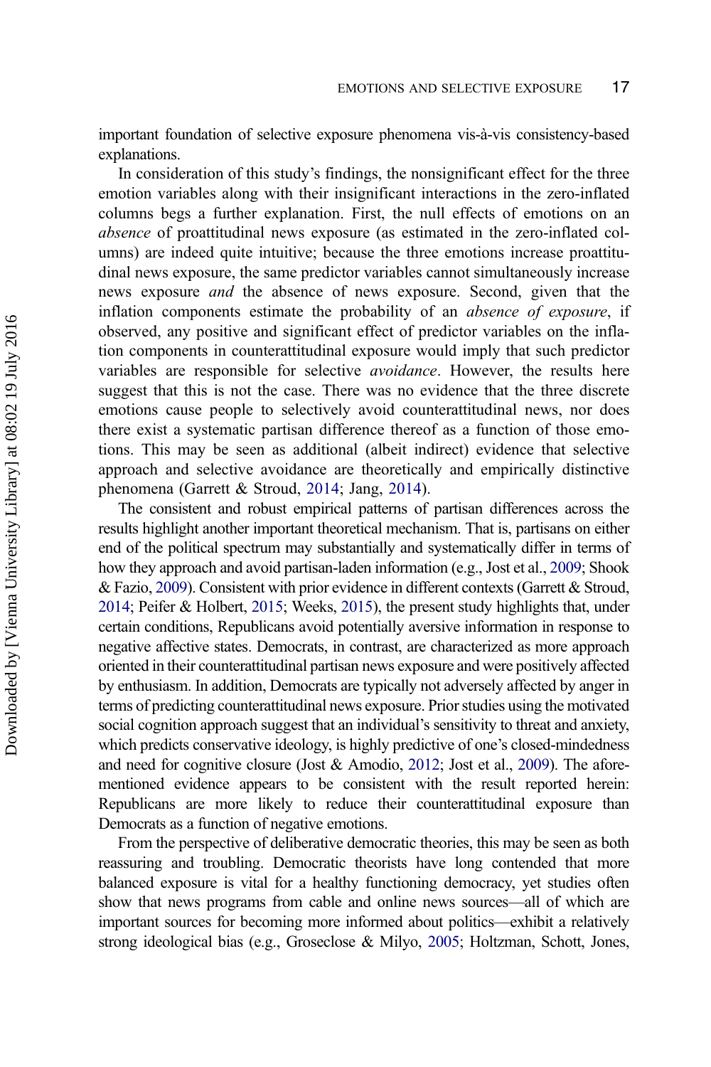important foundation of selective exposure phenomena vis-à-vis consistency-based explanations.

In consideration of this study's findings, the nonsignificant effect for the three emotion variables along with their insignificant interactions in the zero-inflated columns begs a further explanation. First, the null effects of emotions on an *absence* of proattitudinal news exposure (as estimated in the zero-inflated columns) are indeed quite intuitive; because the three emotions increase proattitudinal news exposure, the same predictor variables cannot simultaneously increase news exposure *and* the absence of news exposure. Second, given that the inflation components estimate the probability of an *absence of exposure*, if observed, any positive and significant effect of predictor variables on the inflation components in counterattitudinal exposure would imply that such predictor variables are responsible for selective *avoidance*. However, the results here suggest that this is not the case. There was no evidence that the three discrete emotions cause people to selectively avoid counterattitudinal news, nor does there exist a systematic partisan difference thereof as a function of those emotions. This may be seen as additional (albeit indirect) evidence that selective approach and selective avoidance are theoretically and empirically distinctive phenomena (Garrett & Stroud, 2014; Jang, 2014).

The consistent and robust empirical patterns of partisan differences across the results highlight another important theoretical mechanism. That is, partisans on either end of the political spectrum may substantially and systematically differ in terms of how they approach and avoid partisan-laden information (e.g., Jost et al., 2009; Shook & Fazio, 2009). Consistent with prior evidence in different contexts (Garrett & Stroud, 2014; Peifer & Holbert, 2015; Weeks, 2015), the present study highlights that, under certain conditions, Republicans avoid potentially aversive information in response to negative affective states. Democrats, in contrast, are characterized as more approach oriented in their counterattitudinal partisan news exposure and were positively affected by enthusiasm. In addition, Democrats are typically not adversely affected by anger in terms of predicting counterattitudinal news exposure. Prior studies using the motivated social cognition approach suggest that an individual's sensitivity to threat and anxiety, which predicts conservative ideology, is highly predictive of one's closed-mindedness and need for cognitive closure (Jost & Amodio, 2012; Jost et al., 2009). The aforementioned evidence appears to be consistent with the result reported herein: Republicans are more likely to reduce their counterattitudinal exposure than Democrats as a function of negative emotions.

From the perspective of deliberative democratic theories, this may be seen as both reassuring and troubling. Democratic theorists have long contended that more balanced exposure is vital for a healthy functioning democracy, yet studies often show that news programs from cable and online news sources—all of which are important sources for becoming more informed about politics—exhibit a relatively strong ideological bias (e.g., Groseclose & Milyo, 2005; Holtzman, Schott, Jones,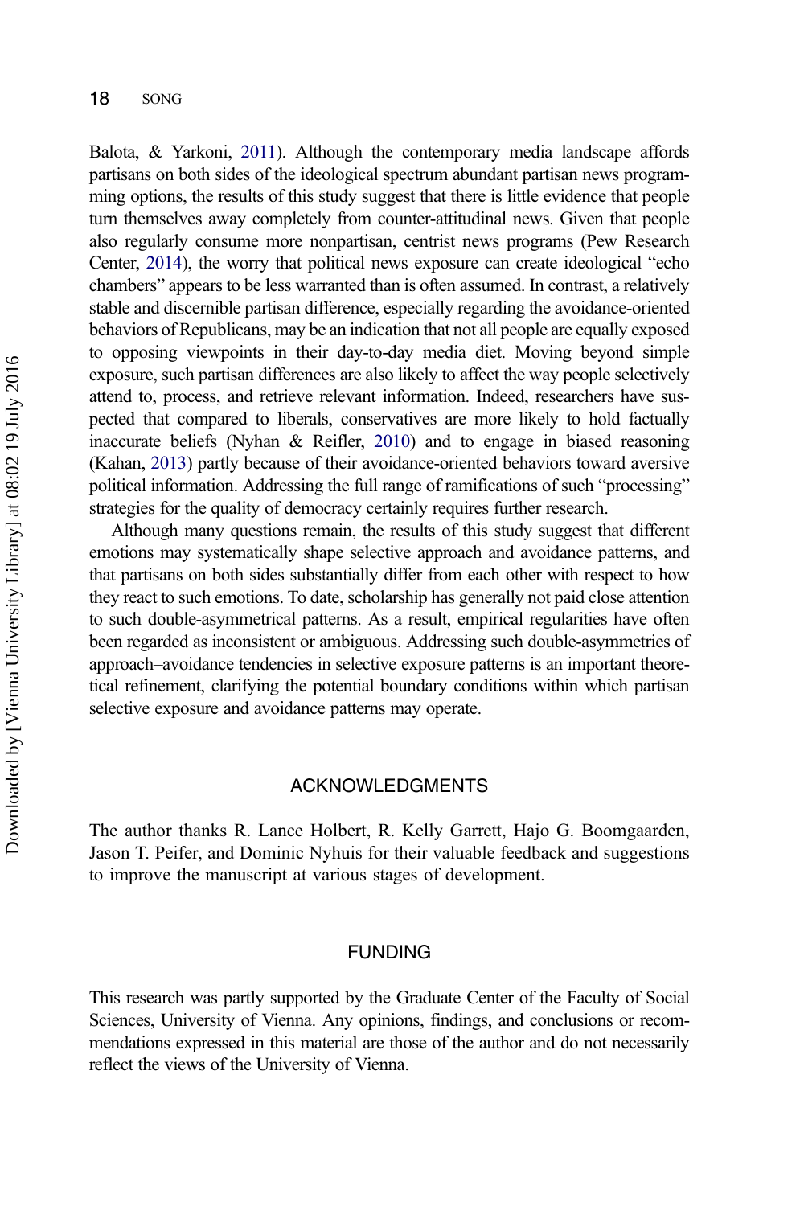Balota, & Yarkoni, 2011). Although the contemporary media landscape affords partisans on both sides of the ideological spectrum abundant partisan news programming options, the results of this study suggest that there is little evidence that people turn themselves away completely from counter-attitudinal news. Given that people also regularly consume more nonpartisan, centrist news programs (Pew Research Center, 2014), the worry that political news exposure can create ideological "echo chambers" appears to be less warranted than is often assumed. In contrast, a relatively stable and discernible partisan difference, especially regarding the avoidance-oriented behaviors of Republicans, may be an indication that not all people are equally exposed to opposing viewpoints in their day-to-day media diet. Moving beyond simple exposure, such partisan differences are also likely to affect the way people selectively attend to, process, and retrieve relevant information. Indeed, researchers have suspected that compared to liberals, conservatives are more likely to hold factually inaccurate beliefs (Nyhan & Reifler, 2010) and to engage in biased reasoning (Kahan, 2013) partly because of their avoidance-oriented behaviors toward aversive political information. Addressing the full range of ramifications of such "processing" strategies for the quality of democracy certainly requires further research.

Although many questions remain, the results of this study suggest that different emotions may systematically shape selective approach and avoidance patterns, and that partisans on both sides substantially differ from each other with respect to how they react to such emotions. To date, scholarship has generally not paid close attention to such double-asymmetrical patterns. As a result, empirical regularities have often been regarded as inconsistent or ambiguous. Addressing such double-asymmetries of approach–avoidance tendencies in selective exposure patterns is an important theoretical refinement, clarifying the potential boundary conditions within which partisan selective exposure and avoidance patterns may operate.

## ACKNOWLEDGMENTS

The author thanks R. Lance Holbert, R. Kelly Garrett, Hajo G. Boomgaarden, Jason T. Peifer, and Dominic Nyhuis for their valuable feedback and suggestions to improve the manuscript at various stages of development.

## FUNDING

This research was partly supported by the Graduate Center of the Faculty of Social Sciences, University of Vienna. Any opinions, findings, and conclusions or recommendations expressed in this material are those of the author and do not necessarily reflect the views of the University of Vienna.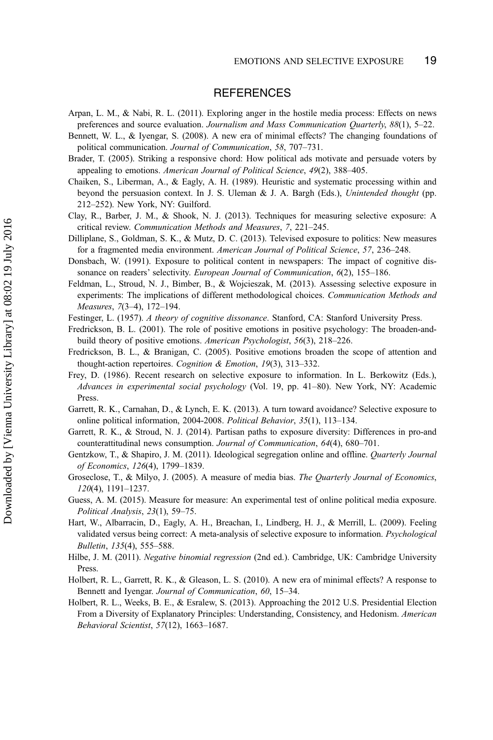## REFERENCES

Arpan, L. M., & Nabi, R. L. (2011). Exploring anger in the hostile media process: Effects on news preferences and source evaluation. *Journalism and Mass Communication Quarterly*, *88*(1), 5–22.

Bennett, W. L., & Iyengar, S. (2008). A new era of minimal effects? The changing foundations of political communication. *Journal of Communication*, *58*, 707–731.

Brader, T. (2005). Striking a responsive chord: How political ads motivate and persuade voters by appealing to emotions. *American Journal of Political Science*, *49*(2), 388–405.

Chaiken, S., Liberman, A., & Eagly, A. H. (1989). Heuristic and systematic processing within and beyond the persuasion context. In J. S. Uleman & J. A. Bargh (Eds.), *Unintended thought* (pp. 212–252). New York, NY: Guilford.

Clay, R., Barber, J. M., & Shook, N. J. (2013). Techniques for measuring selective exposure: A critical review. *Communication Methods and Measures*, *7*, 221–245.

Dilliplane, S., Goldman, S. K., & Mutz, D. C. (2013). Televised exposure to politics: New measures for a fragmented media environment. *American Journal of Political Science*, *57*, 236–248.

Donsbach, W. (1991). Exposure to political content in newspapers: The impact of cognitive dissonance on readers' selectivity. *European Journal of Communication*, *6*(2), 155–186.

Feldman, L., Stroud, N. J., Bimber, B., & Wojcieszak, M. (2013). Assessing selective exposure in experiments: The implications of different methodological choices. *Communication Methods and Measures*, *7*(3–4), 172–194.

Festinger, L. (1957). *A theory of cognitive dissonance*. Stanford, CA: Stanford University Press.

Fredrickson, B. L. (2001). The role of positive emotions in positive psychology: The broaden-and-build theory of positive emotions. *American Psychologist*, *56*(3), 218–226.

Fredrickson, B. L., & Branigan, C. (2005). Positive emotions broaden the scope of attention and thought-action repertoires. *Cognition & Emotion*, *19*(3), 313–332.

Frey, D. (1986). Recent research on selective exposure to information. In L. Berkowitz (Eds.), *Advances in experimental social psychology* (Vol. 19, pp. 41–80). New York, NY: Academic Press.

Garrett, R. K., Carnahan, D., & Lynch, E. K. (2013). A turn toward avoidance? Selective exposure to online political information, 2004-2008. *Political Behavior*, *35*(1), 113–134.

Garrett, R. K., & Stroud, N. J. (2014). Partisan paths to exposure diversity: Differences in pro-and counterattitudinal news consumption. *Journal of Communication*, *64*(4), 680–701.

Gentzkow, T., & Shapiro, J. M. (2011). Ideological segregation online and offline. *Quarterly Journal of Economics*, *126*(4), 1799–1839.

Groseclose, T., & Milyo, J. (2005). A measure of media bias. *The Quarterly Journal of Economics*, *120*(4), 1191–1237.

Guess, A. M. (2015). Measure for measure: An experimental test of online political media exposure. *Political Analysis*, *23*(1), 59–75.

Hart, W., Albarracin, D., Eagly, A. H., Breachan, I., Lindberg, H. J., & Merrill, L. (2009). Feeling validated versus being correct: A meta-analysis of selective exposure to information. *Psychological Bulletin*, *135*(4), 555–588.

Hilbe, J. M. (2011). *Negative binomial regression* (2nd ed.). Cambridge, UK: Cambridge University Press.

Holbert, R. L., Garrett, R. K., & Gleason, L. S. (2010). A new era of minimal effects? A response to Bennett and Iyengar. *Journal of Communication*, *60*, 15–34.

Holbert, R. L., Weeks, B. E., & Esralew, S. (2013). Approaching the 2012 U.S. Presidential Election From a Diversity of Explanatory Principles: Understanding, Consistency, and Hedonism. *American Behavioral Scientist*, *57*(12), 1663–1687.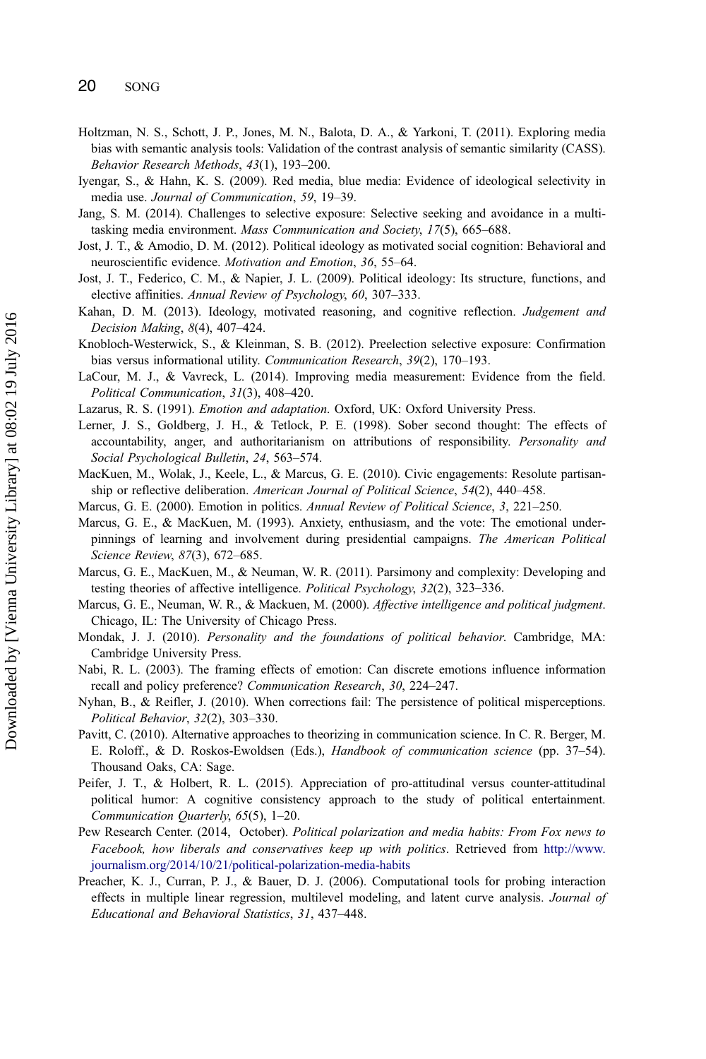Holtzman, N. S., Schott, J. P., Jones, M. N., Balota, D. A., & Yarkoni, T. (2011). Exploring media bias with semantic analysis tools: Validation of the contrast analysis of semantic similarity (CASS). *Behavior Research Methods*, *43*(1), 193–200.

Iyengar, S., & Hahn, K. S. (2009). Red media, blue media: Evidence of ideological selectivity in media use. *Journal of Communication*, *59*, 19–39.

Jang, S. M. (2014). Challenges to selective exposure: Selective seeking and avoidance in a multitasking media environment. *Mass Communication and Society*, *17*(5), 665–688.

Jost, J. T., & Amodio, D. M. (2012). Political ideology as motivated social cognition: Behavioral and neuroscientific evidence. *Motivation and Emotion*, *36*, 55–64.

Jost, J. T., Federico, C. M., & Napier, J. L. (2009). Political ideology: Its structure, functions, and elective affinities. *Annual Review of Psychology*, *60*, 307–333.

Kahan, D. M. (2013). Ideology, motivated reasoning, and cognitive reflection. *Judgement and Decision Making*, *8*(4), 407–424.

Knobloch-Westerwick, S., & Kleinman, S. B. (2012). Preelection selective exposure: Confirmation bias versus informational utility. *Communication Research*, *39*(2), 170–193.

LaCour, M. J., & Vavreck, L. (2014). Improving media measurement: Evidence from the field. *Political Communication*, *31*(3), 408–420.

Lazarus, R. S. (1991). *Emotion and adaptation*. Oxford, UK: Oxford University Press.

Lerner, J. S., Goldberg, J. H., & Tetlock, P. E. (1998). Sober second thought: The effects of accountability, anger, and authoritarianism on attributions of responsibility. *Personality and Social Psychological Bulletin*, *24*, 563–574.

MacKuen, M., Wolak, J., Keele, L., & Marcus, G. E. (2010). Civic engagements: Resolute partisanship or reflective deliberation. *American Journal of Political Science*, *54*(2), 440–458.

Marcus, G. E. (2000). Emotion in politics. *Annual Review of Political Science*, *3*, 221–250.

Marcus, G. E., & MacKuen, M. (1993). Anxiety, enthusiasm, and the vote: The emotional underpinnings of learning and involvement during presidential campaigns. *The American Political Science Review*, *87*(3), 672–685.

Marcus, G. E., MacKuen, M., & Neuman, W. R. (2011). Parsimony and complexity: Developing and testing theories of affective intelligence. *Political Psychology*, *32*(2), 323–336.

Marcus, G. E., Neuman, W. R., & Mackuen, M. (2000). *Affective intelligence and political judgment*. Chicago, IL: The University of Chicago Press.

Mondak, J. J. (2010). *Personality and the foundations of political behavior*. Cambridge, MA: Cambridge University Press.

Nabi, R. L. (2003). The framing effects of emotion: Can discrete emotions influence information recall and policy preference? *Communication Research*, *30*, 224–247.

Nyhan, B., & Reifler, J. (2010). When corrections fail: The persistence of political misperceptions. *Political Behavior*, *32*(2), 303–330.

Pavitt, C. (2010). Alternative approaches to theorizing in communication science. In C. R. Berger, M. E. Roloff., & D. Roskos-Ewoldsen (Eds.), *Handbook of communication science* (pp. 37–54). Thousand Oaks, CA: Sage.

Peifer, J. T., & Holbert, R. L. (2015). Appreciation of pro-attitudinal versus counter-attitudinal political humor: A cognitive consistency approach to the study of political entertainment. *Communication Quarterly*, *65*(5), 1–20.

Pew Research Center. (2014, October). *Political polarization and media habits: From Fox news to Facebook, how liberals and conservatives keep up with politics*. Retrieved from http://www.journalism.org/2014/10/21/political-polarization-media-habits

Preacher, K. J., Curran, P. J., & Bauer, D. J. (2006). Computational tools for probing interaction effects in multiple linear regression, multilevel modeling, and latent curve analysis. *Journal of Educational and Behavioral Statistics*, *31*, 437–448.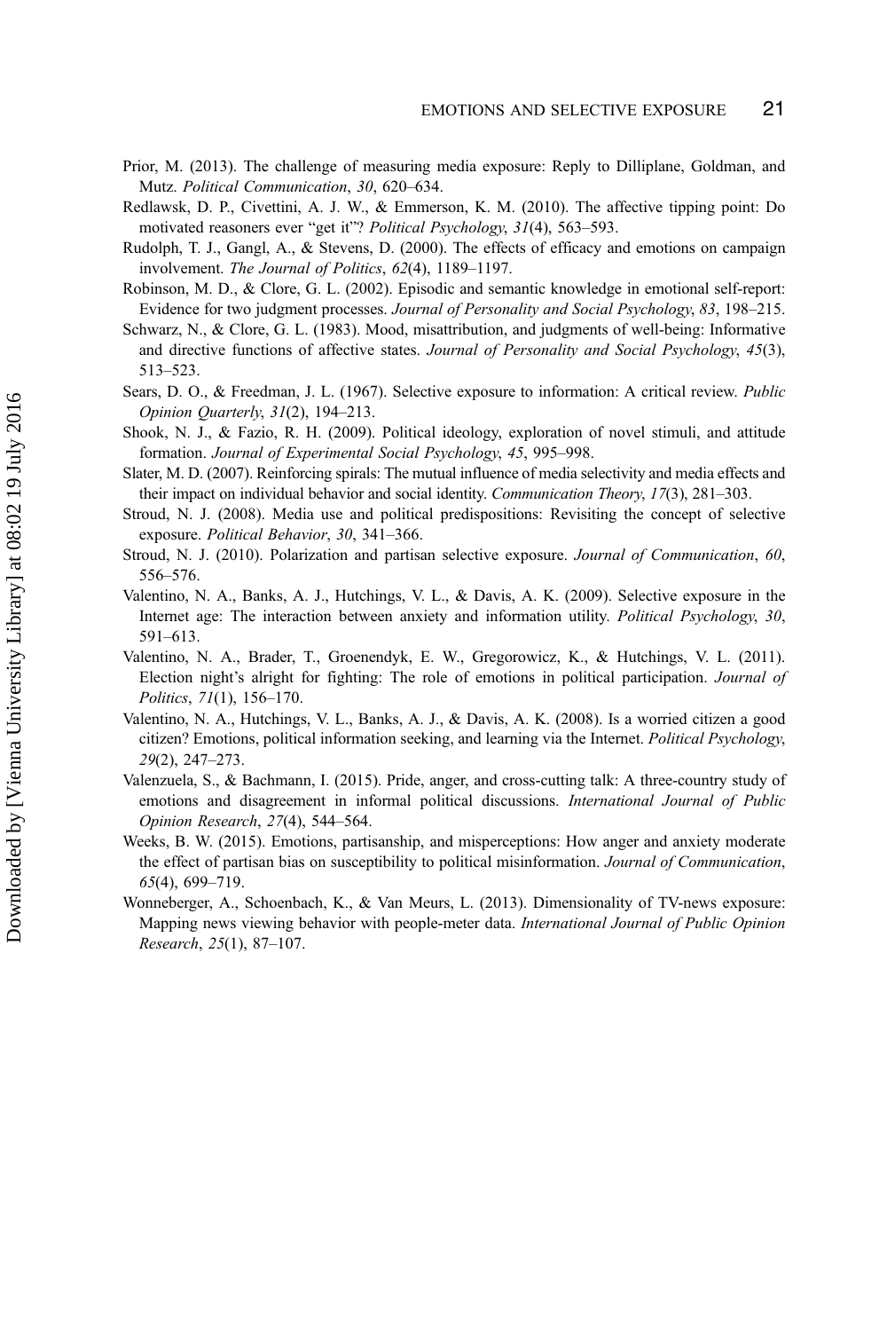Prior, M. (2013). The challenge of measuring media exposure: Reply to Dilliplane, Goldman, and Mutz. *Political Communication*, *30*, 620–634.

Redlawsk, D. P., Civettini, A. J. W., & Emmerson, K. M. (2010). The affective tipping point: Do motivated reasoners ever "get it"? *Political Psychology*, *31*(4), 563–593.

Rudolph, T. J., Gangl, A., & Stevens, D. (2000). The effects of efficacy and emotions on campaign involvement. *The Journal of Politics*, *62*(4), 1189–1197.

Robinson, M. D., & Clore, G. L. (2002). Episodic and semantic knowledge in emotional self-report: Evidence for two judgment processes. *Journal of Personality and Social Psychology*, *83*, 198–215.

Schwarz, N., & Clore, G. L. (1983). Mood, misattribution, and judgments of well-being: Informative and directive functions of affective states. *Journal of Personality and Social Psychology*, *45*(3), 513–523.

Sears, D. O., & Freedman, J. L. (1967). Selective exposure to information: A critical review. *Public Opinion Quarterly*, *31*(2), 194–213.

Shook, N. J., & Fazio, R. H. (2009). Political ideology, exploration of novel stimuli, and attitude formation. *Journal of Experimental Social Psychology*, *45*, 995–998.

Slater, M. D. (2007). Reinforcing spirals: The mutual influence of media selectivity and media effects and their impact on individual behavior and social identity. *Communication Theory*, *17*(3), 281–303.

Stroud, N. J. (2008). Media use and political predispositions: Revisiting the concept of selective exposure. *Political Behavior*, *30*, 341–366.

Stroud, N. J. (2010). Polarization and partisan selective exposure. *Journal of Communication*, *60*, 556–576.

Valentino, N. A., Banks, A. J., Hutchings, V. L., & Davis, A. K. (2009). Selective exposure in the Internet age: The interaction between anxiety and information utility. *Political Psychology*, *30*, 591–613.

Valentino, N. A., Brader, T., Groenendyk, E. W., Gregorowicz, K., & Hutchings, V. L. (2011). Election night's alright for fighting: The role of emotions in political participation. *Journal of Politics*, *71*(1), 156–170.

Valentino, N. A., Hutchings, V. L., Banks, A. J., & Davis, A. K. (2008). Is a worried citizen a good citizen? Emotions, political information seeking, and learning via the Internet. *Political Psychology*, *29*(2), 247–273.

Valenzuela, S., & Bachmann, I. (2015). Pride, anger, and cross-cutting talk: A three-country study of emotions and disagreement in informal political discussions. *International Journal of Public Opinion Research*, *27*(4), 544–564.

Weeks, B. W. (2015). Emotions, partisanship, and misperceptions: How anger and anxiety moderate the effect of partisan bias on susceptibility to political misinformation. *Journal of Communication*, *65*(4), 699–719.

Wonneberger, A., Schoenbach, K., & Van Meurs, L. (2013). Dimensionality of TV-news exposure: Mapping news viewing behavior with people-meter data. *International Journal of Public Opinion Research*, *25*(1), 87–107.